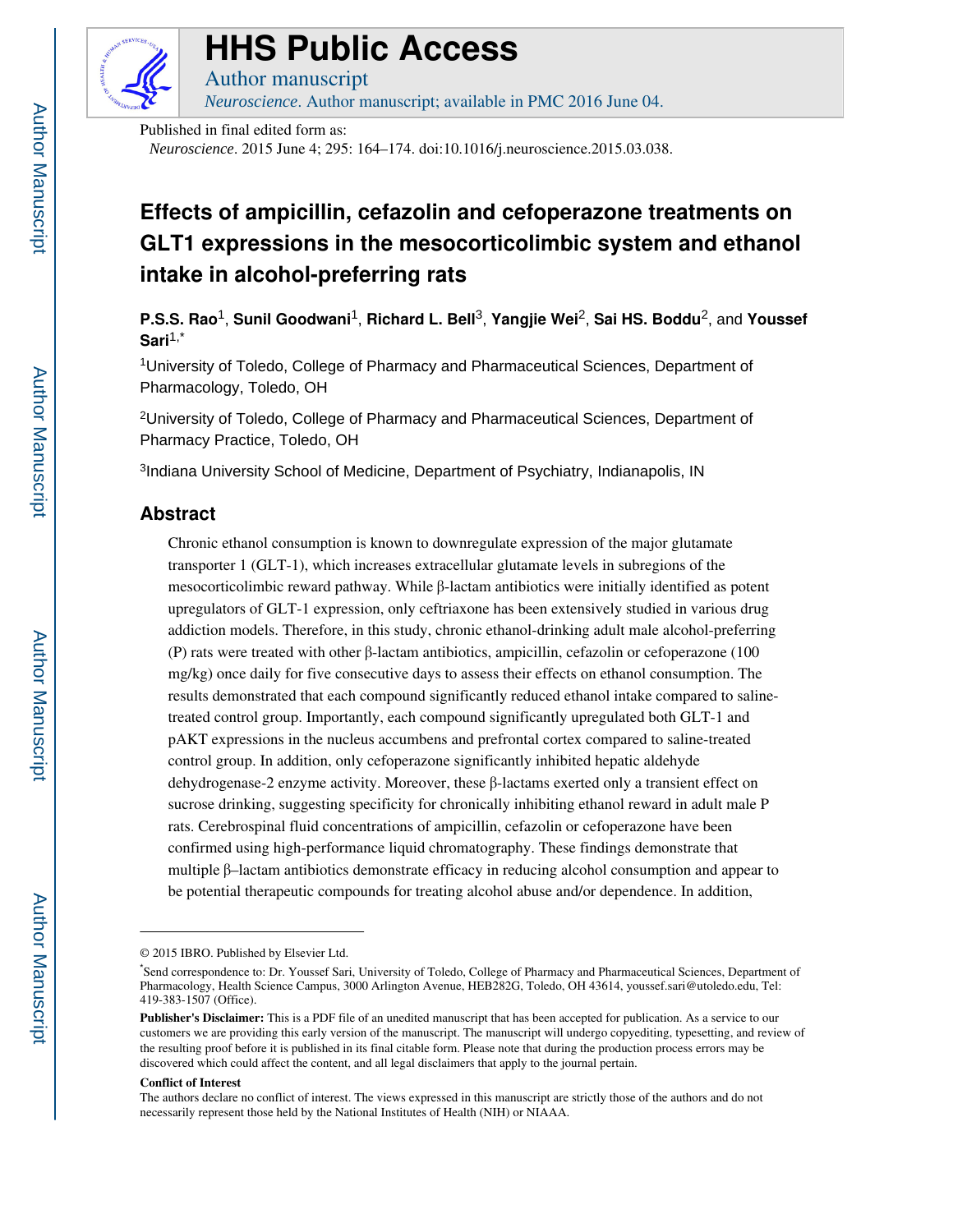# HHS Public Access

Author manuscript

*Neuroscience*. Author manuscript; available in PMC 2016 June 04.

Published in final edited form as:

*Neuroscience*. 2015 June 4; 295: 164–174. doi:10.1016/j.neuroscience.2015.03.038.

# Effects of ampicillin, cefazolin and cefoperazone treatments on GLT1 expressions in the mesocorticolimbic system and ethanol intake in alcohol-preferring rats

**P.S.S. Rao**[1], **Sunil Goodwani**[1], **Richard L. Bell**[3], **Yangjie Wei**[2], **Sai HS. Boddu**[2], and **Youssef Sari**[1,*]

[1]University of Toledo, College of Pharmacy and Pharmaceutical Sciences, Department of Pharmacology, Toledo, OH

[2]University of Toledo, College of Pharmacy and Pharmaceutical Sciences, Department of Pharmacy Practice, Toledo, OH

[3]Indiana University School of Medicine, Department of Psychiatry, Indianapolis, IN

## Abstract

Chronic ethanol consumption is known to downregulate expression of the major glutamate transporter 1 (GLT-1), which increases extracellular glutamate levels in subregions of the mesocorticolimbic reward pathway. While β-lactam antibiotics were initially identified as potent upregulators of GLT-1 expression, only ceftriaxone has been extensively studied in various drug addiction models. Therefore, in this study, chronic ethanol-drinking adult male alcohol-preferring (P) rats were treated with other β-lactam antibiotics, ampicillin, cefazolin or cefoperazone (100 mg/kg) once daily for five consecutive days to assess their effects on ethanol consumption. The results demonstrated that each compound significantly reduced ethanol intake compared to saline-treated control group. Importantly, each compound significantly upregulated both GLT-1 and pAKT expressions in the nucleus accumbens and prefrontal cortex compared to saline-treated control group. In addition, only cefoperazone significantly inhibited hepatic aldehyde dehydrogenase-2 enzyme activity. Moreover, these β-lactams exerted only a transient effect on sucrose drinking, suggesting specificity for chronically inhibiting ethanol reward in adult male P rats. Cerebrospinal fluid concentrations of ampicillin, cefazolin or cefoperazone have been confirmed using high-performance liquid chromatography. These findings demonstrate that multiple β–lactam antibiotics demonstrate efficacy in reducing alcohol consumption and appear to be potential therapeutic compounds for treating alcohol abuse and/or dependence. In addition,

---

© 2015 IBRO. Published by Elsevier Ltd.

*Send correspondence to: Dr. Youssef Sari, University of Toledo, College of Pharmacy and Pharmaceutical Sciences, Department of Pharmacology, Health Science Campus, 3000 Arlington Avenue, HEB282G, Toledo, OH 43614, youssef.sari@utoledo.edu, Tel: 419-383-1507 (Office).

**Publisher's Disclaimer:** This is a PDF file of an unedited manuscript that has been accepted for publication. As a service to our customers we are providing this early version of the manuscript. The manuscript will undergo copyediting, typesetting, and review of the resulting proof before it is published in its final citable form. Please note that during the production process errors may be discovered which could affect the content, and all legal disclaimers that apply to the journal pertain.

**Conflict of Interest**

The authors declare no conflict of interest. The views expressed in this manuscript are strictly those of the authors and do not necessarily represent those held by the National Institutes of Health (NIH) or NIAAA.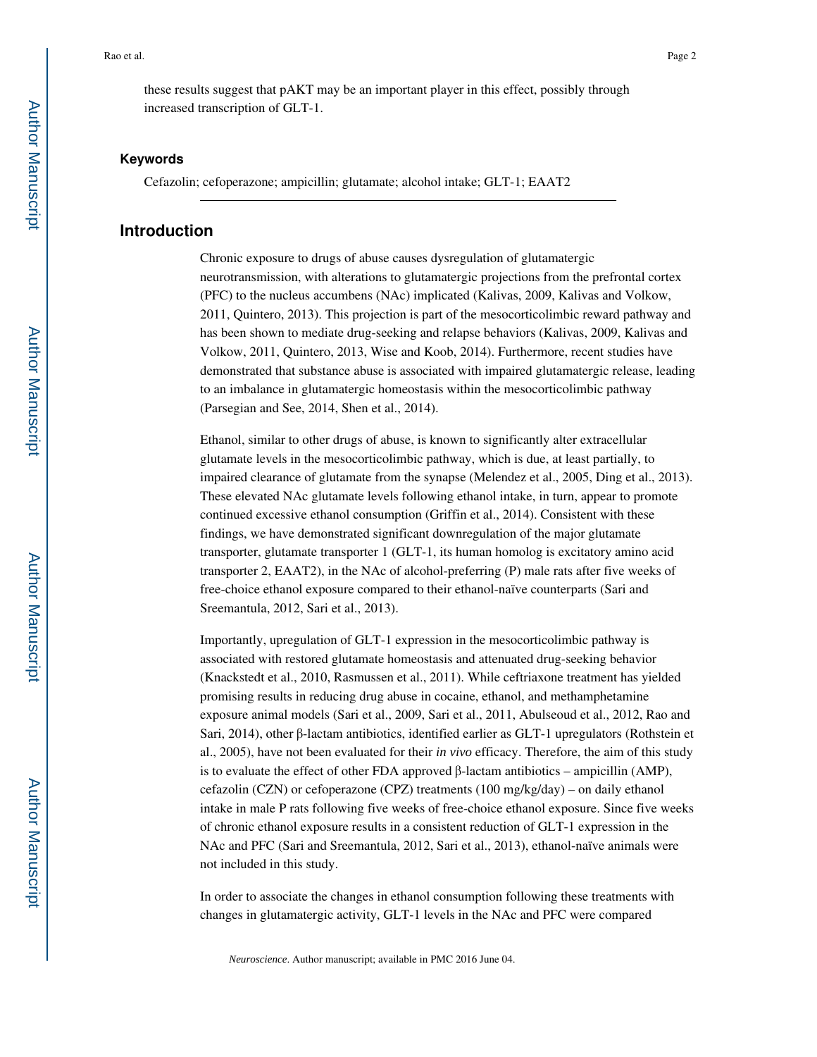these results suggest that pAKT may be an important player in this effect, possibly through increased transcription of GLT-1.

### Keywords

Cefazolin; cefoperazone; ampicillin; glutamate; alcohol intake; GLT-1; EAAT2

## Introduction

Chronic exposure to drugs of abuse causes dysregulation of glutamatergic neurotransmission, with alterations to glutamatergic projections from the prefrontal cortex (PFC) to the nucleus accumbens (NAc) implicated (Kalivas, 2009, Kalivas and Volkow, 2011, Quintero, 2013). This projection is part of the mesocorticolimbic reward pathway and has been shown to mediate drug-seeking and relapse behaviors (Kalivas, 2009, Kalivas and Volkow, 2011, Quintero, 2013, Wise and Koob, 2014). Furthermore, recent studies have demonstrated that substance abuse is associated with impaired glutamatergic release, leading to an imbalance in glutamatergic homeostasis within the mesocorticolimbic pathway (Parsegian and See, 2014, Shen et al., 2014).

Ethanol, similar to other drugs of abuse, is known to significantly alter extracellular glutamate levels in the mesocorticolimbic pathway, which is due, at least partially, to impaired clearance of glutamate from the synapse (Melendez et al., 2005, Ding et al., 2013). These elevated NAc glutamate levels following ethanol intake, in turn, appear to promote continued excessive ethanol consumption (Griffin et al., 2014). Consistent with these findings, we have demonstrated significant downregulation of the major glutamate transporter, glutamate transporter 1 (GLT-1, its human homolog is excitatory amino acid transporter 2, EAAT2), in the NAc of alcohol-preferring (P) male rats after five weeks of free-choice ethanol exposure compared to their ethanol-naïve counterparts (Sari and Sreemantula, 2012, Sari et al., 2013).

Importantly, upregulation of GLT-1 expression in the mesocorticolimbic pathway is associated with restored glutamate homeostasis and attenuated drug-seeking behavior (Knackstedt et al., 2010, Rasmussen et al., 2011). While ceftriaxone treatment has yielded promising results in reducing drug abuse in cocaine, ethanol, and methamphetamine exposure animal models (Sari et al., 2009, Sari et al., 2011, Abulseoud et al., 2012, Rao and Sari, 2014), other β-lactam antibiotics, identified earlier as GLT-1 upregulators (Rothstein et al., 2005), have not been evaluated for their *in vivo* efficacy. Therefore, the aim of this study is to evaluate the effect of other FDA approved β-lactam antibiotics – ampicillin (AMP), cefazolin (CZN) or cefoperazone (CPZ) treatments (100 mg/kg/day) – on daily ethanol intake in male P rats following five weeks of free-choice ethanol exposure. Since five weeks of chronic ethanol exposure results in a consistent reduction of GLT-1 expression in the NAc and PFC (Sari and Sreemantula, 2012, Sari et al., 2013), ethanol-naïve animals were not included in this study.

In order to associate the changes in ethanol consumption following these treatments with changes in glutamatergic activity, GLT-1 levels in the NAc and PFC were compared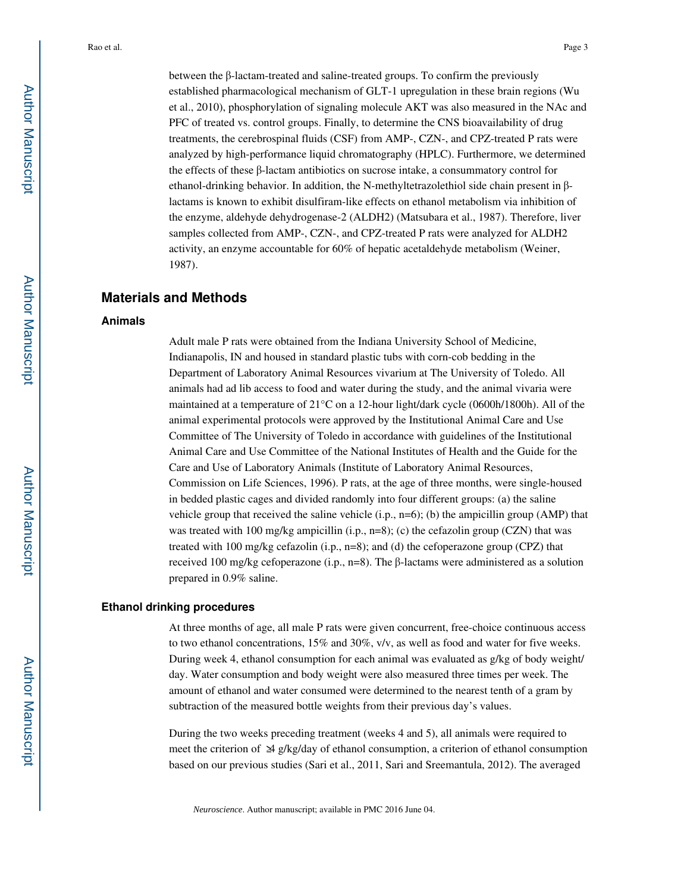between the β-lactam-treated and saline-treated groups. To confirm the previously established pharmacological mechanism of GLT-1 upregulation in these brain regions (Wu et al., 2010), phosphorylation of signaling molecule AKT was also measured in the NAc and PFC of treated vs. control groups. Finally, to determine the CNS bioavailability of drug treatments, the cerebrospinal fluids (CSF) from AMP-, CZN-, and CPZ-treated P rats were analyzed by high-performance liquid chromatography (HPLC). Furthermore, we determined the effects of these β-lactam antibiotics on sucrose intake, a consummatory control for ethanol-drinking behavior. In addition, the N-methyltetrazolethiol side chain present in β-lactams is known to exhibit disulfiram-like effects on ethanol metabolism via inhibition of the enzyme, aldehyde dehydrogenase-2 (ALDH2) (Matsubara et al., 1987). Therefore, liver samples collected from AMP-, CZN-, and CPZ-treated P rats were analyzed for ALDH2 activity, an enzyme accountable for 60% of hepatic acetaldehyde metabolism (Weiner, 1987).

## Materials and Methods

### Animals

Adult male P rats were obtained from the Indiana University School of Medicine, Indianapolis, IN and housed in standard plastic tubs with corn-cob bedding in the Department of Laboratory Animal Resources vivarium at The University of Toledo. All animals had ad lib access to food and water during the study, and the animal vivaria were maintained at a temperature of 21°C on a 12-hour light/dark cycle (0600h/1800h). All of the animal experimental protocols were approved by the Institutional Animal Care and Use Committee of The University of Toledo in accordance with guidelines of the Institutional Animal Care and Use Committee of the National Institutes of Health and the Guide for the Care and Use of Laboratory Animals (Institute of Laboratory Animal Resources, Commission on Life Sciences, 1996). P rats, at the age of three months, were single-housed in bedded plastic cages and divided randomly into four different groups: (a) the saline vehicle group that received the saline vehicle (i.p., n=6); (b) the ampicillin group (AMP) that was treated with 100 mg/kg ampicillin (i.p., n=8); (c) the cefazolin group (CZN) that was treated with 100 mg/kg cefazolin (i.p., n=8); and (d) the cefoperazone group (CPZ) that received 100 mg/kg cefoperazone (i.p., n=8). The β-lactams were administered as a solution prepared in 0.9% saline.

### Ethanol drinking procedures

At three months of age, all male P rats were given concurrent, free-choice continuous access to two ethanol concentrations, 15% and 30%, v/v, as well as food and water for five weeks. During week 4, ethanol consumption for each animal was evaluated as g/kg of body weight/day. Water consumption and body weight were also measured three times per week. The amount of ethanol and water consumed were determined to the nearest tenth of a gram by subtraction of the measured bottle weights from their previous day's values.

During the two weeks preceding treatment (weeks 4 and 5), all animals were required to meet the criterion of ≥4 g/kg/day of ethanol consumption, a criterion of ethanol consumption based on our previous studies (Sari et al., 2011, Sari and Sreemantula, 2012). The averaged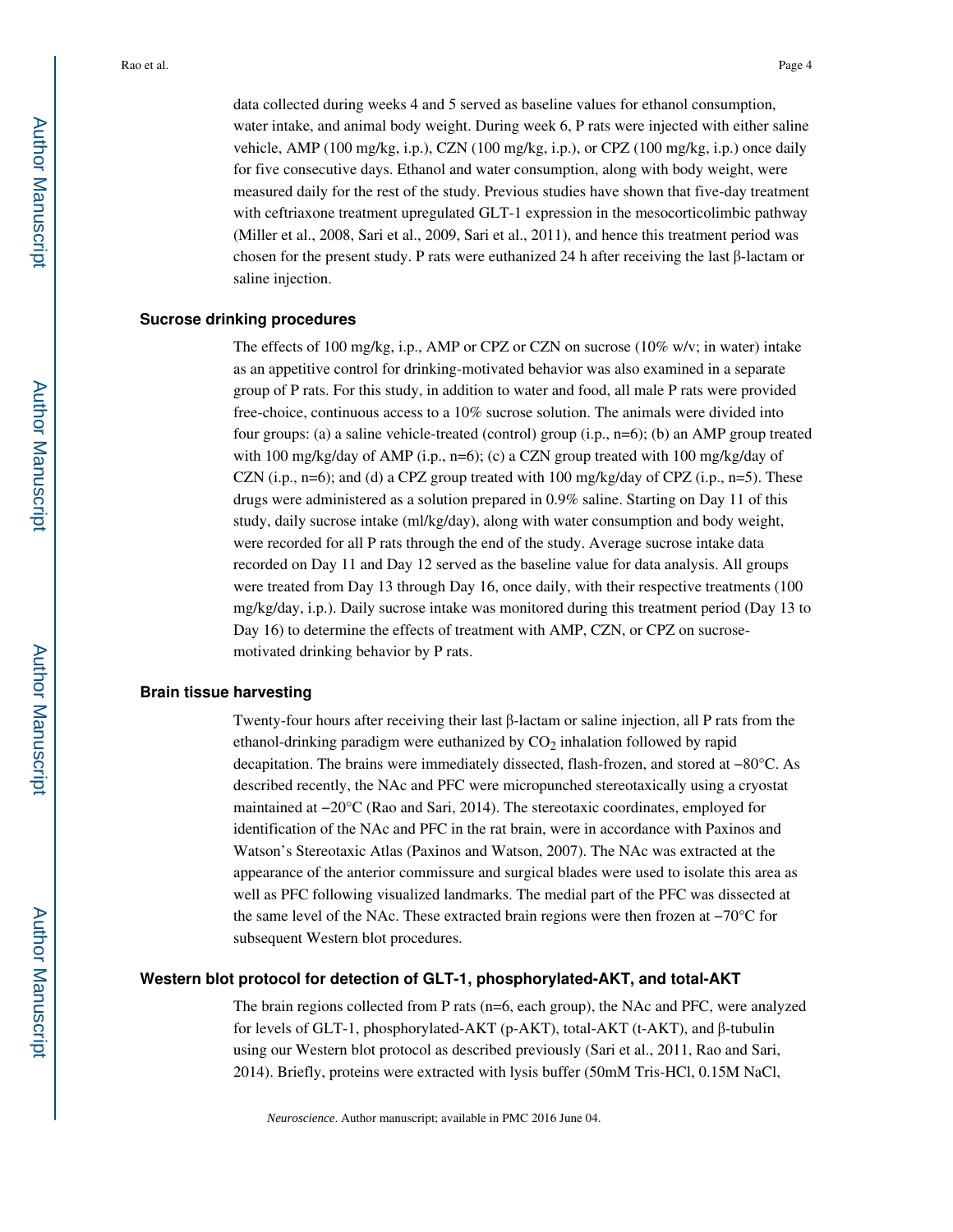data collected during weeks 4 and 5 served as baseline values for ethanol consumption, water intake, and animal body weight. During week 6, P rats were injected with either saline vehicle, AMP (100 mg/kg, i.p.), CZN (100 mg/kg, i.p.), or CPZ (100 mg/kg, i.p.) once daily for five consecutive days. Ethanol and water consumption, along with body weight, were measured daily for the rest of the study. Previous studies have shown that five-day treatment with ceftriaxone treatment upregulated GLT-1 expression in the mesocorticolimbic pathway (Miller et al., 2008, Sari et al., 2009, Sari et al., 2011), and hence this treatment period was chosen for the present study. P rats were euthanized 24 h after receiving the last β-lactam or saline injection.

### Sucrose drinking procedures

The effects of 100 mg/kg, i.p., AMP or CPZ or CZN on sucrose (10% w/v; in water) intake as an appetitive control for drinking-motivated behavior was also examined in a separate group of P rats. For this study, in addition to water and food, all male P rats were provided free-choice, continuous access to a 10% sucrose solution. The animals were divided into four groups: (a) a saline vehicle-treated (control) group (i.p., n=6); (b) an AMP group treated with 100 mg/kg/day of AMP (i.p., n=6); (c) a CZN group treated with 100 mg/kg/day of CZN (i.p., n=6); and (d) a CPZ group treated with 100 mg/kg/day of CPZ (i.p., n=5). These drugs were administered as a solution prepared in 0.9% saline. Starting on Day 11 of this study, daily sucrose intake (ml/kg/day), along with water consumption and body weight, were recorded for all P rats through the end of the study. Average sucrose intake data recorded on Day 11 and Day 12 served as the baseline value for data analysis. All groups were treated from Day 13 through Day 16, once daily, with their respective treatments (100 mg/kg/day, i.p.). Daily sucrose intake was monitored during this treatment period (Day 13 to Day 16) to determine the effects of treatment with AMP, CZN, or CPZ on sucrose-motivated drinking behavior by P rats.

### Brain tissue harvesting

Twenty-four hours after receiving their last β-lactam or saline injection, all P rats from the ethanol-drinking paradigm were euthanized by $CO_2$ inhalation followed by rapid decapitation. The brains were immediately dissected, flash-frozen, and stored at −80°C. As described recently, the NAc and PFC were micropunched stereotaxically using a cryostat maintained at −20°C (Rao and Sari, 2014). The stereotaxic coordinates, employed for identification of the NAc and PFC in the rat brain, were in accordance with Paxinos and Watson's Stereotaxic Atlas (Paxinos and Watson, 2007). The NAc was extracted at the appearance of the anterior commissure and surgical blades were used to isolate this area as well as PFC following visualized landmarks. The medial part of the PFC was dissected at the same level of the NAc. These extracted brain regions were then frozen at −70°C for subsequent Western blot procedures.

### Western blot protocol for detection of GLT-1, phosphorylated-AKT, and total-AKT

The brain regions collected from P rats (n=6, each group), the NAc and PFC, were analyzed for levels of GLT-1, phosphorylated-AKT (p-AKT), total-AKT (t-AKT), and β-tubulin using our Western blot protocol as described previously (Sari et al., 2011, Rao and Sari, 2014). Briefly, proteins were extracted with lysis buffer (50mM Tris-HCl, 0.15M NaCl,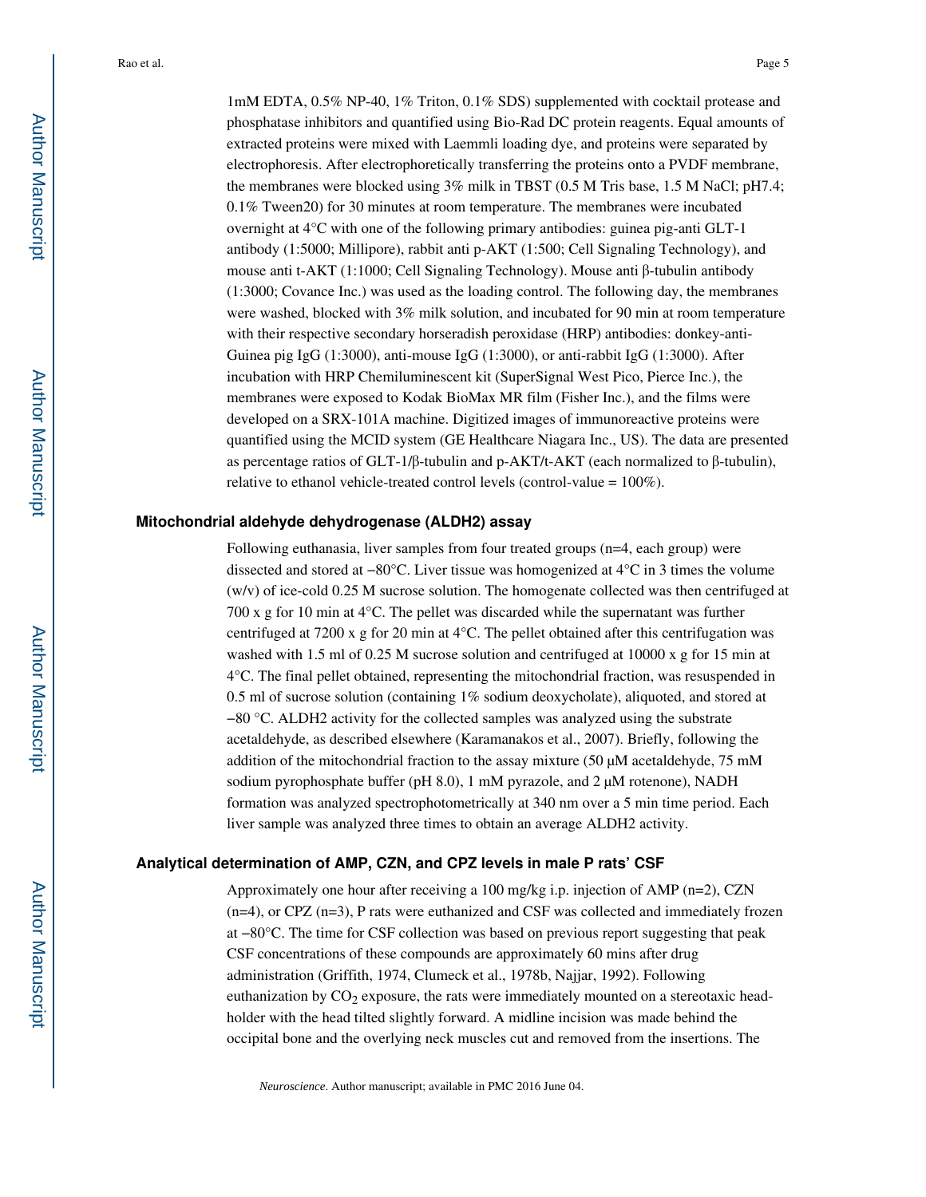1mM EDTA, 0.5% NP-40, 1% Triton, 0.1% SDS) supplemented with cocktail protease and phosphatase inhibitors and quantified using Bio-Rad DC protein reagents. Equal amounts of extracted proteins were mixed with Laemmli loading dye, and proteins were separated by electrophoresis. After electrophoretically transferring the proteins onto a PVDF membrane, the membranes were blocked using 3% milk in TBST (0.5 M Tris base, 1.5 M NaCl; pH7.4; 0.1% Tween20) for 30 minutes at room temperature. The membranes were incubated overnight at 4°C with one of the following primary antibodies: guinea pig-anti GLT-1 antibody (1:5000; Millipore), rabbit anti p-AKT (1:500; Cell Signaling Technology), and mouse anti t-AKT (1:1000; Cell Signaling Technology). Mouse anti β-tubulin antibody (1:3000; Covance Inc.) was used as the loading control. The following day, the membranes were washed, blocked with 3% milk solution, and incubated for 90 min at room temperature with their respective secondary horseradish peroxidase (HRP) antibodies: donkey-anti-Guinea pig IgG (1:3000), anti-mouse IgG (1:3000), or anti-rabbit IgG (1:3000). After incubation with HRP Chemiluminescent kit (SuperSignal West Pico, Pierce Inc.), the membranes were exposed to Kodak BioMax MR film (Fisher Inc.), and the films were developed on a SRX-101A machine. Digitized images of immunoreactive proteins were quantified using the MCID system (GE Healthcare Niagara Inc., US). The data are presented as percentage ratios of GLT-1/β-tubulin and p-AKT/t-AKT (each normalized to β-tubulin), relative to ethanol vehicle-treated control levels (control-value = 100%).

### Mitochondrial aldehyde dehydrogenase (ALDH2) assay

Following euthanasia, liver samples from four treated groups (n=4, each group) were dissected and stored at −80°C. Liver tissue was homogenized at 4°C in 3 times the volume (w/v) of ice-cold 0.25 M sucrose solution. The homogenate collected was then centrifuged at 700 x g for 10 min at 4°C. The pellet was discarded while the supernatant was further centrifuged at 7200 x g for 20 min at 4°C. The pellet obtained after this centrifugation was washed with 1.5 ml of 0.25 M sucrose solution and centrifuged at 10000 x g for 15 min at 4°C. The final pellet obtained, representing the mitochondrial fraction, was resuspended in 0.5 ml of sucrose solution (containing 1% sodium deoxycholate), aliquoted, and stored at −80 °C. ALDH2 activity for the collected samples was analyzed using the substrate acetaldehyde, as described elsewhere (Karamanakos et al., 2007). Briefly, following the addition of the mitochondrial fraction to the assay mixture (50 μM acetaldehyde, 75 mM sodium pyrophosphate buffer (pH 8.0), 1 mM pyrazole, and 2 μM rotenone), NADH formation was analyzed spectrophotometrically at 340 nm over a 5 min time period. Each liver sample was analyzed three times to obtain an average ALDH2 activity.

### Analytical determination of AMP, CZN, and CPZ levels in male P rats' CSF

Approximately one hour after receiving a 100 mg/kg i.p. injection of AMP (n=2), CZN (n=4), or CPZ (n=3), P rats were euthanized and CSF was collected and immediately frozen at −80°C. The time for CSF collection was based on previous report suggesting that peak CSF concentrations of these compounds are approximately 60 mins after drug administration (Griffith, 1974, Clumeck et al., 1978b, Najjar, 1992). Following euthanization by $CO_2$ exposure, the rats were immediately mounted on a stereotaxic head-holder with the head tilted slightly forward. A midline incision was made behind the occipital bone and the overlying neck muscles cut and removed from the insertions. The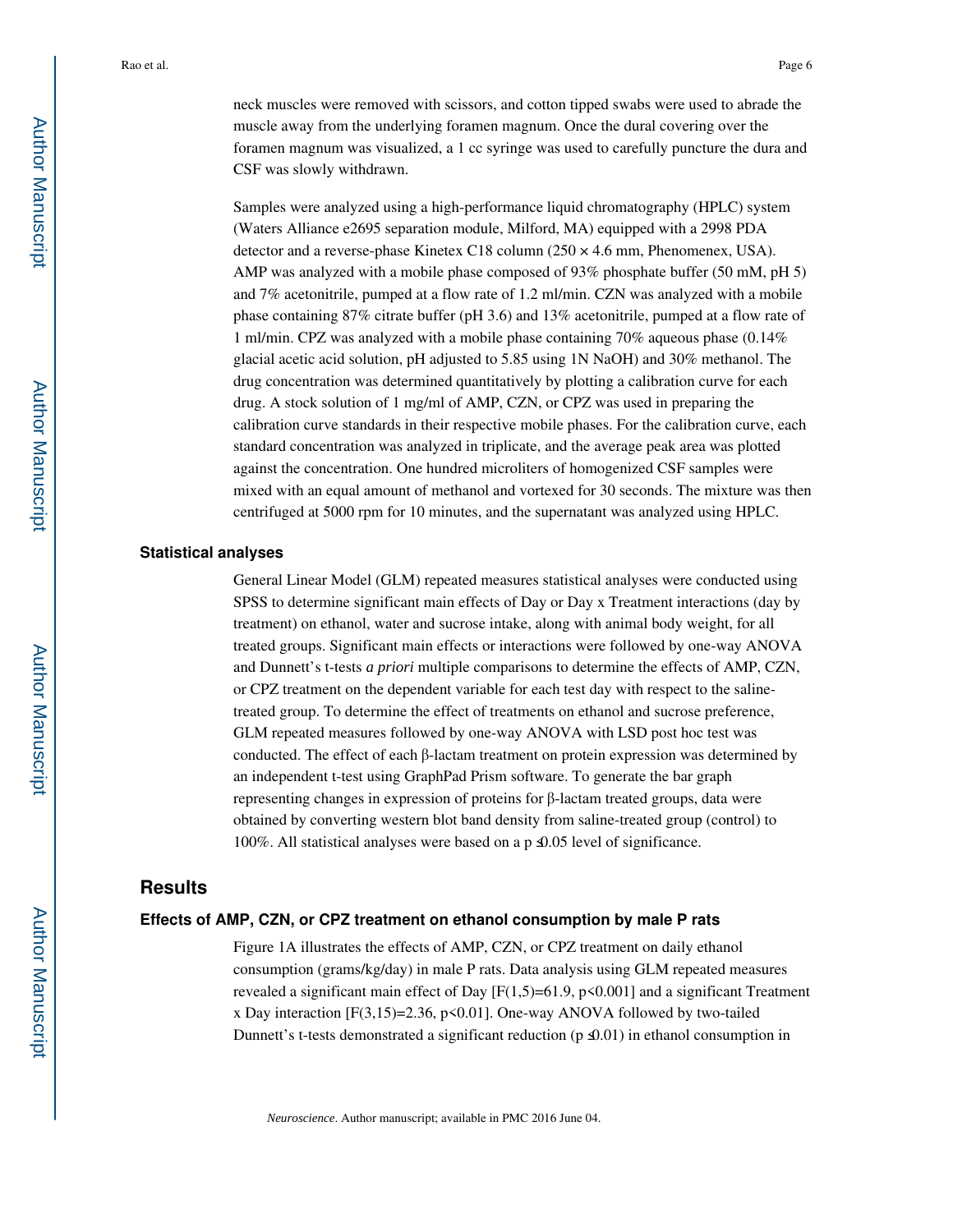neck muscles were removed with scissors, and cotton tipped swabs were used to abrade the muscle away from the underlying foramen magnum. Once the dural covering over the foramen magnum was visualized, a 1 cc syringe was used to carefully puncture the dura and CSF was slowly withdrawn.

Samples were analyzed using a high-performance liquid chromatography (HPLC) system (Waters Alliance e2695 separation module, Milford, MA) equipped with a 2998 PDA detector and a reverse-phase Kinetex C18 column (250 × 4.6 mm, Phenomenex, USA). AMP was analyzed with a mobile phase composed of 93% phosphate buffer (50 mM, pH 5) and 7% acetonitrile, pumped at a flow rate of 1.2 ml/min. CZN was analyzed with a mobile phase containing 87% citrate buffer (pH 3.6) and 13% acetonitrile, pumped at a flow rate of 1 ml/min. CPZ was analyzed with a mobile phase containing 70% aqueous phase (0.14% glacial acetic acid solution, pH adjusted to 5.85 using 1N NaOH) and 30% methanol. The drug concentration was determined quantitatively by plotting a calibration curve for each drug. A stock solution of 1 mg/ml of AMP, CZN, or CPZ was used in preparing the calibration curve standards in their respective mobile phases. For the calibration curve, each standard concentration was analyzed in triplicate, and the average peak area was plotted against the concentration. One hundred microliters of homogenized CSF samples were mixed with an equal amount of methanol and vortexed for 30 seconds. The mixture was then centrifuged at 5000 rpm for 10 minutes, and the supernatant was analyzed using HPLC.

### Statistical analyses

General Linear Model (GLM) repeated measures statistical analyses were conducted using SPSS to determine significant main effects of Day or Day x Treatment interactions (day by treatment) on ethanol, water and sucrose intake, along with animal body weight, for all treated groups. Significant main effects or interactions were followed by one-way ANOVA and Dunnett's t-tests *a priori* multiple comparisons to determine the effects of AMP, CZN, or CPZ treatment on the dependent variable for each test day with respect to the saline-treated group. To determine the effect of treatments on ethanol and sucrose preference, GLM repeated measures followed by one-way ANOVA with LSD post hoc test was conducted. The effect of each β-lactam treatment on protein expression was determined by an independent t-test using GraphPad Prism software. To generate the bar graph representing changes in expression of proteins for β-lactam treated groups, data were obtained by converting western blot band density from saline-treated group (control) to 100%. All statistical analyses were based on a $p \leq 0.05$ level of significance.

## Results

### Effects of AMP, CZN, or CPZ treatment on ethanol consumption by male P rats

Figure 1A illustrates the effects of AMP, CZN, or CPZ treatment on daily ethanol consumption (grams/kg/day) in male P rats. Data analysis using GLM repeated measures revealed a significant main effect of Day [$F(1,5)=61.9$, $p<0.001$] and a significant Treatment x Day interaction [$F(3,15)=2.36$, $p<0.01$]. One-way ANOVA followed by two-tailed Dunnett's t-tests demonstrated a significant reduction ($p \leq 0.01$) in ethanol consumption in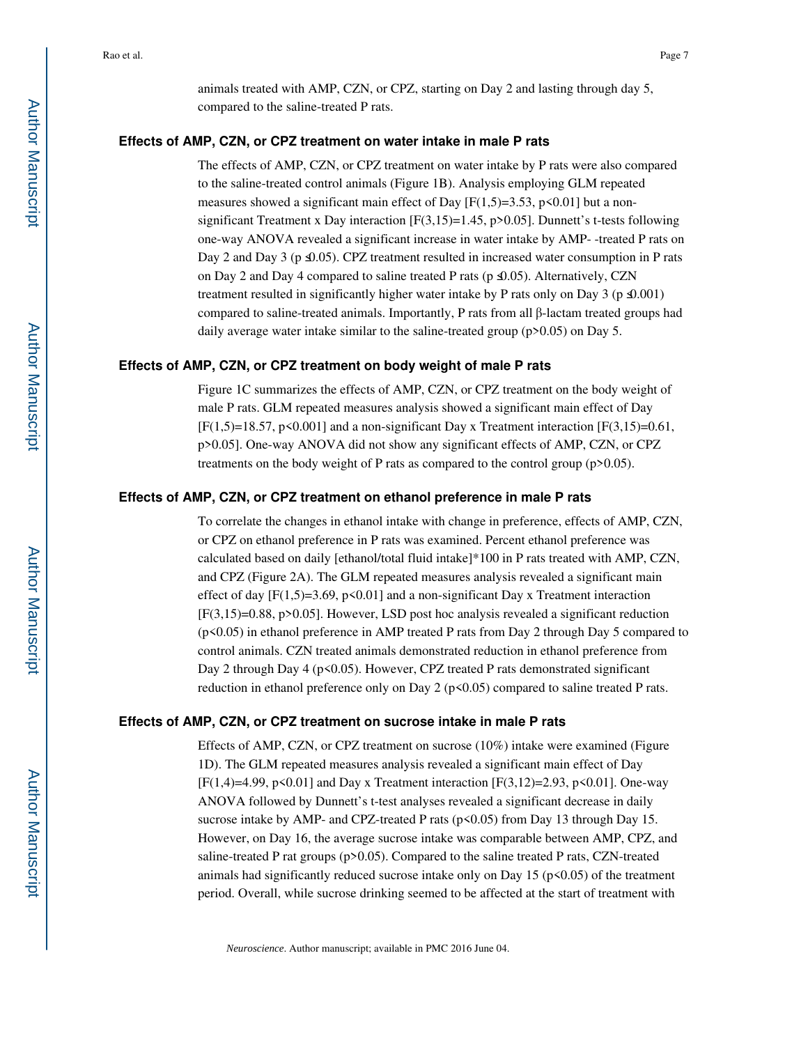animals treated with AMP, CZN, or CPZ, starting on Day 2 and lasting through day 5, compared to the saline-treated P rats.

### Effects of AMP, CZN, or CPZ treatment on water intake in male P rats

The effects of AMP, CZN, or CPZ treatment on water intake by P rats were also compared to the saline-treated control animals (Figure 1B). Analysis employing GLM repeated measures showed a significant main effect of Day [$F(1,5)=3.53$, $p<0.01$] but a non-significant Treatment x Day interaction [$F(3,15)=1.45$, $p>0.05$]. Dunnett's t-tests following one-way ANOVA revealed a significant increase in water intake by AMP- -treated P rats on Day 2 and Day 3 ($p \leq 0.05$). CPZ treatment resulted in increased water consumption in P rats on Day 2 and Day 4 compared to saline treated P rats ($p \leq 0.05$). Alternatively, CZN treatment resulted in significantly higher water intake by P rats only on Day 3 ($p \leq 0.001$) compared to saline-treated animals. Importantly, P rats from all β-lactam treated groups had daily average water intake similar to the saline-treated group ($p>0.05$) on Day 5.

### Effects of AMP, CZN, or CPZ treatment on body weight of male P rats

Figure 1C summarizes the effects of AMP, CZN, or CPZ treatment on the body weight of male P rats. GLM repeated measures analysis showed a significant main effect of Day [$F(1,5)=18.57$, $p<0.001$] and a non-significant Day x Treatment interaction [$F(3,15)=0.61$, $p>0.05$]. One-way ANOVA did not show any significant effects of AMP, CZN, or CPZ treatments on the body weight of P rats as compared to the control group ($p>0.05$).

### Effects of AMP, CZN, or CPZ treatment on ethanol preference in male P rats

To correlate the changes in ethanol intake with change in preference, effects of AMP, CZN, or CPZ on ethanol preference in P rats was examined. Percent ethanol preference was calculated based on daily [ethanol/total fluid intake]*100 in P rats treated with AMP, CZN, and CPZ (Figure 2A). The GLM repeated measures analysis revealed a significant main effect of day [$F(1,5)=3.69$, $p<0.01$] and a non-significant Day x Treatment interaction [$F(3,15)=0.88$, $p>0.05$]. However, LSD post hoc analysis revealed a significant reduction ($p<0.05$) in ethanol preference in AMP treated P rats from Day 2 through Day 5 compared to control animals. CZN treated animals demonstrated reduction in ethanol preference from Day 2 through Day 4 ($p<0.05$). However, CPZ treated P rats demonstrated significant reduction in ethanol preference only on Day 2 ($p<0.05$) compared to saline treated P rats.

### Effects of AMP, CZN, or CPZ treatment on sucrose intake in male P rats

Effects of AMP, CZN, or CPZ treatment on sucrose (10%) intake were examined (Figure 1D). The GLM repeated measures analysis revealed a significant main effect of Day [$F(1,4)=4.99$, $p<0.01$] and Day x Treatment interaction [$F(3,12)=2.93$, $p<0.01$]. One-way ANOVA followed by Dunnett's t-test analyses revealed a significant decrease in daily sucrose intake by AMP- and CPZ-treated P rats ($p<0.05$) from Day 13 through Day 15. However, on Day 16, the average sucrose intake was comparable between AMP, CPZ, and saline-treated P rat groups ($p>0.05$). Compared to the saline treated P rats, CZN-treated animals had significantly reduced sucrose intake only on Day 15 ($p<0.05$) of the treatment period. Overall, while sucrose drinking seemed to be affected at the start of treatment with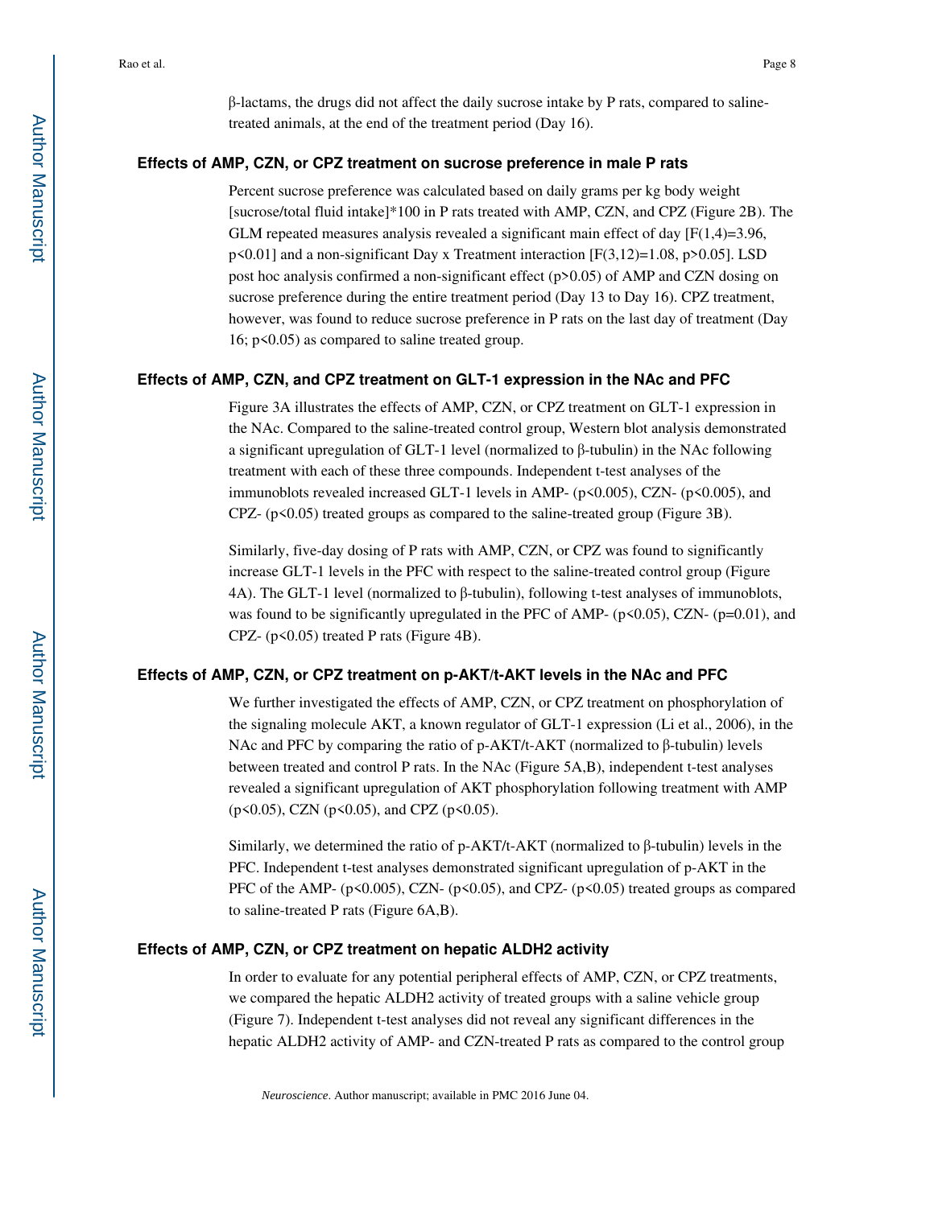β-lactams, the drugs did not affect the daily sucrose intake by P rats, compared to saline-treated animals, at the end of the treatment period (Day 16).

### Effects of AMP, CZN, or CPZ treatment on sucrose preference in male P rats

Percent sucrose preference was calculated based on daily grams per kg body weight [sucrose/total fluid intake]*100 in P rats treated with AMP, CZN, and CPZ (Figure 2B). The GLM repeated measures analysis revealed a significant main effect of day [$F(1,4)=3.96$, $p<0.01$] and a non-significant Day x Treatment interaction [$F(3,12)=1.08$, $p>0.05$]. LSD post hoc analysis confirmed a non-significant effect ($p>0.05$) of AMP and CZN dosing on sucrose preference during the entire treatment period (Day 13 to Day 16). CPZ treatment, however, was found to reduce sucrose preference in P rats on the last day of treatment (Day 16; $p<0.05$) as compared to saline treated group.

### Effects of AMP, CZN, and CPZ treatment on GLT-1 expression in the NAc and PFC

Figure 3A illustrates the effects of AMP, CZN, or CPZ treatment on GLT-1 expression in the NAc. Compared to the saline-treated control group, Western blot analysis demonstrated a significant upregulation of GLT-1 level (normalized to β-tubulin) in the NAc following treatment with each of these three compounds. Independent t-test analyses of the immunoblots revealed increased GLT-1 levels in AMP- ($p<0.005$), CZN- ($p<0.005$), and CPZ- ($p<0.05$) treated groups as compared to the saline-treated group (Figure 3B).

Similarly, five-day dosing of P rats with AMP, CZN, or CPZ was found to significantly increase GLT-1 levels in the PFC with respect to the saline-treated control group (Figure 4A). The GLT-1 level (normalized to β-tubulin), following t-test analyses of immunoblots, was found to be significantly upregulated in the PFC of AMP- ($p<0.05$), CZN- ($p=0.01$), and CPZ- ($p<0.05$) treated P rats (Figure 4B).

### Effects of AMP, CZN, or CPZ treatment on p-AKT/t-AKT levels in the NAc and PFC

We further investigated the effects of AMP, CZN, or CPZ treatment on phosphorylation of the signaling molecule AKT, a known regulator of GLT-1 expression (Li et al., 2006), in the NAc and PFC by comparing the ratio of p-AKT/t-AKT (normalized to β-tubulin) levels between treated and control P rats. In the NAc (Figure 5A,B), independent t-test analyses revealed a significant upregulation of AKT phosphorylation following treatment with AMP ($p<0.05$), CZN ($p<0.05$), and CPZ ($p<0.05$).

Similarly, we determined the ratio of p-AKT/t-AKT (normalized to β-tubulin) levels in the PFC. Independent t-test analyses demonstrated significant upregulation of p-AKT in the PFC of the AMP- ($p<0.005$), CZN- ($p<0.05$), and CPZ- ($p<0.05$) treated groups as compared to saline-treated P rats (Figure 6A,B).

### Effects of AMP, CZN, or CPZ treatment on hepatic ALDH2 activity

In order to evaluate for any potential peripheral effects of AMP, CZN, or CPZ treatments, we compared the hepatic ALDH2 activity of treated groups with a saline vehicle group (Figure 7). Independent t-test analyses did not reveal any significant differences in the hepatic ALDH2 activity of AMP- and CZN-treated P rats as compared to the control group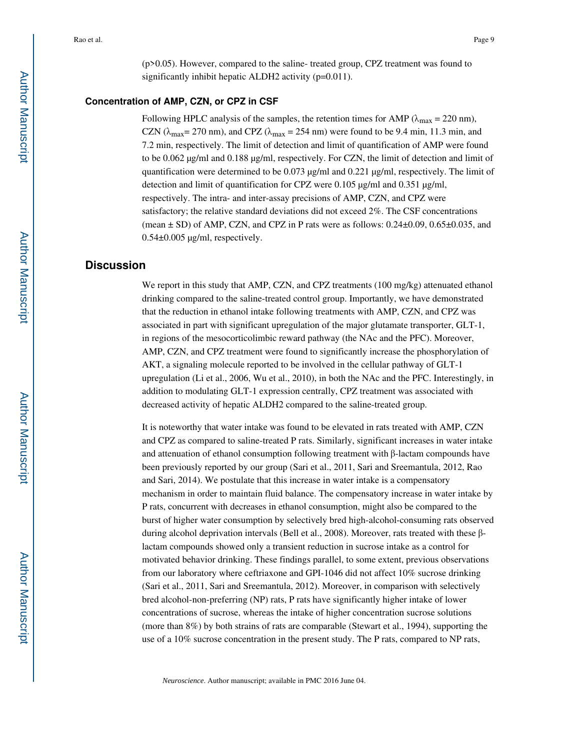(p>0.05). However, compared to the saline- treated group, CPZ treatment was found to significantly inhibit hepatic ALDH2 activity (p=0.011).

### Concentration of AMP, CZN, or CPZ in CSF

Following HPLC analysis of the samples, the retention times for AMP ($\lambda_{max}$ = 220 nm), CZN ($\lambda_{max}$= 270 nm), and CPZ ($\lambda_{max}$ = 254 nm) were found to be 9.4 min, 11.3 min, and 7.2 min, respectively. The limit of detection and limit of quantification of AMP were found to be 0.062 µg/ml and 0.188 µg/ml, respectively. For CZN, the limit of detection and limit of quantification were determined to be 0.073 µg/ml and 0.221 µg/ml, respectively. The limit of detection and limit of quantification for CPZ were 0.105 µg/ml and 0.351 µg/ml, respectively. The intra- and inter-assay precisions of AMP, CZN, and CPZ were satisfactory; the relative standard deviations did not exceed 2%. The CSF concentrations (mean ± SD) of AMP, CZN, and CPZ in P rats were as follows: 0.24±0.09, 0.65±0.035, and 0.54±0.005 µg/ml, respectively.

## Discussion

We report in this study that AMP, CZN, and CPZ treatments (100 mg/kg) attenuated ethanol drinking compared to the saline-treated control group. Importantly, we have demonstrated that the reduction in ethanol intake following treatments with AMP, CZN, and CPZ was associated in part with significant upregulation of the major glutamate transporter, GLT-1, in regions of the mesocorticolimbic reward pathway (the NAc and the PFC). Moreover, AMP, CZN, and CPZ treatment were found to significantly increase the phosphorylation of AKT, a signaling molecule reported to be involved in the cellular pathway of GLT-1 upregulation (Li et al., 2006, Wu et al., 2010), in both the NAc and the PFC. Interestingly, in addition to modulating GLT-1 expression centrally, CPZ treatment was associated with decreased activity of hepatic ALDH2 compared to the saline-treated group.

It is noteworthy that water intake was found to be elevated in rats treated with AMP, CZN and CPZ as compared to saline-treated P rats. Similarly, significant increases in water intake and attenuation of ethanol consumption following treatment with β-lactam compounds have been previously reported by our group (Sari et al., 2011, Sari and Sreemantula, 2012, Rao and Sari, 2014). We postulate that this increase in water intake is a compensatory mechanism in order to maintain fluid balance. The compensatory increase in water intake by P rats, concurrent with decreases in ethanol consumption, might also be compared to the burst of higher water consumption by selectively bred high-alcohol-consuming rats observed during alcohol deprivation intervals (Bell et al., 2008). Moreover, rats treated with these β-lactam compounds showed only a transient reduction in sucrose intake as a control for motivated behavior drinking. These findings parallel, to some extent, previous observations from our laboratory where ceftriaxone and GPI-1046 did not affect 10% sucrose drinking (Sari et al., 2011, Sari and Sreemantula, 2012). Moreover, in comparison with selectively bred alcohol-non-preferring (NP) rats, P rats have significantly higher intake of lower concentrations of sucrose, whereas the intake of higher concentration sucrose solutions (more than 8%) by both strains of rats are comparable (Stewart et al., 1994), supporting the use of a 10% sucrose concentration in the present study. The P rats, compared to NP rats,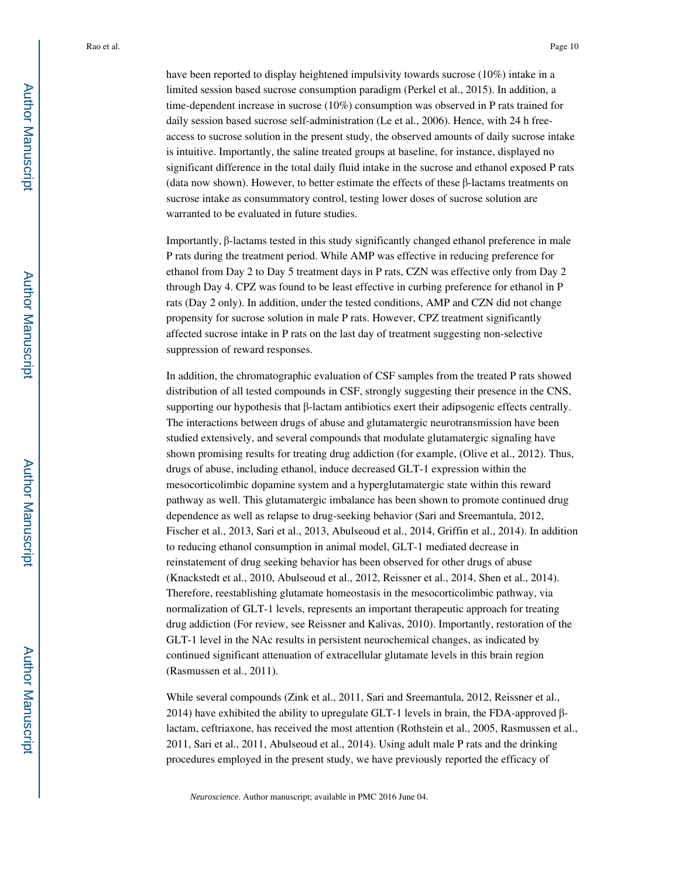have been reported to display heightened impulsivity towards sucrose (10%) intake in a limited session based sucrose consumption paradigm (Perkel et al., 2015). In addition, a time-dependent increase in sucrose (10%) consumption was observed in P rats trained for daily session based sucrose self-administration (Le et al., 2006). Hence, with 24 h free-access to sucrose solution in the present study, the observed amounts of daily sucrose intake is intuitive. Importantly, the saline treated groups at baseline, for instance, displayed no significant difference in the total daily fluid intake in the sucrose and ethanol exposed P rats (data now shown). However, to better estimate the effects of these β-lactams treatments on sucrose intake as consummatory control, testing lower doses of sucrose solution are warranted to be evaluated in future studies.

Importantly, β-lactams tested in this study significantly changed ethanol preference in male P rats during the treatment period. While AMP was effective in reducing preference for ethanol from Day 2 to Day 5 treatment days in P rats, CZN was effective only from Day 2 through Day 4. CPZ was found to be least effective in curbing preference for ethanol in P rats (Day 2 only). In addition, under the tested conditions, AMP and CZN did not change propensity for sucrose solution in male P rats. However, CPZ treatment significantly affected sucrose intake in P rats on the last day of treatment suggesting non-selective suppression of reward responses.

In addition, the chromatographic evaluation of CSF samples from the treated P rats showed distribution of all tested compounds in CSF, strongly suggesting their presence in the CNS, supporting our hypothesis that β-lactam antibiotics exert their adipsogenic effects centrally. The interactions between drugs of abuse and glutamatergic neurotransmission have been studied extensively, and several compounds that modulate glutamatergic signaling have shown promising results for treating drug addiction (for example, (Olive et al., 2012). Thus, drugs of abuse, including ethanol, induce decreased GLT-1 expression within the mesocorticolimbic dopamine system and a hyperglutamatergic state within this reward pathway as well. This glutamatergic imbalance has been shown to promote continued drug dependence as well as relapse to drug-seeking behavior (Sari and Sreemantula, 2012, Fischer et al., 2013, Sari et al., 2013, Abulseoud et al., 2014, Griffin et al., 2014). In addition to reducing ethanol consumption in animal model, GLT-1 mediated decrease in reinstatement of drug seeking behavior has been observed for other drugs of abuse (Knackstedt et al., 2010, Abulseoud et al., 2012, Reissner et al., 2014, Shen et al., 2014). Therefore, reestablishing glutamate homeostasis in the mesocorticolimbic pathway, via normalization of GLT-1 levels, represents an important therapeutic approach for treating drug addiction (For review, see Reissner and Kalivas, 2010). Importantly, restoration of the GLT-1 level in the NAc results in persistent neurochemical changes, as indicated by continued significant attenuation of extracellular glutamate levels in this brain region (Rasmussen et al., 2011).

While several compounds (Zink et al., 2011, Sari and Sreemantula, 2012, Reissner et al., 2014) have exhibited the ability to upregulate GLT-1 levels in brain, the FDA-approved β-lactam, ceftriaxone, has received the most attention (Rothstein et al., 2005, Rasmussen et al., 2011, Sari et al., 2011, Abulseoud et al., 2014). Using adult male P rats and the drinking procedures employed in the present study, we have previously reported the efficacy of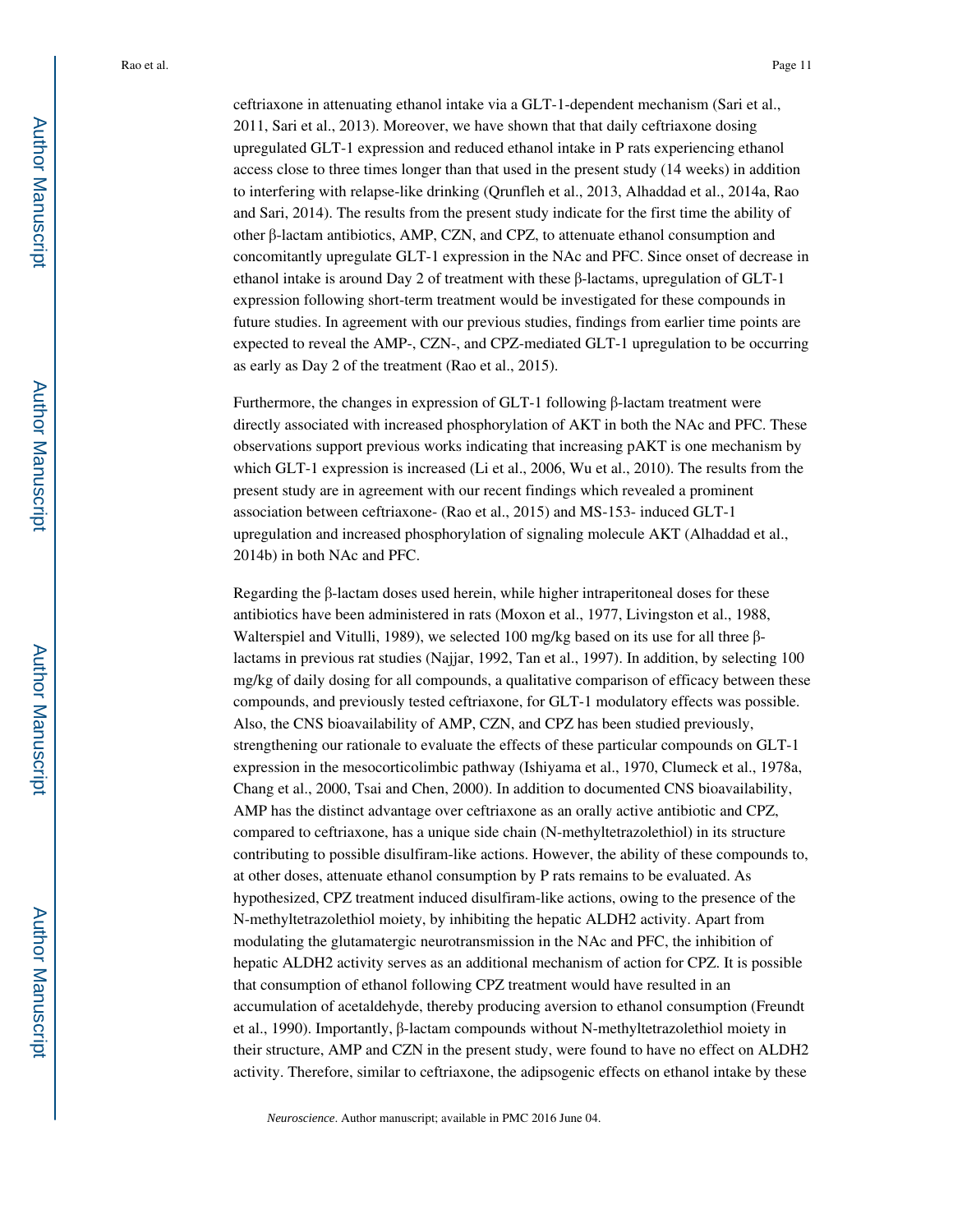ceftriaxone in attenuating ethanol intake via a GLT-1-dependent mechanism (Sari et al., 2011, Sari et al., 2013). Moreover, we have shown that that daily ceftriaxone dosing upregulated GLT-1 expression and reduced ethanol intake in P rats experiencing ethanol access close to three times longer than that used in the present study (14 weeks) in addition to interfering with relapse-like drinking (Qrunfleh et al., 2013, Alhaddad et al., 2014a, Rao and Sari, 2014). The results from the present study indicate for the first time the ability of other β-lactam antibiotics, AMP, CZN, and CPZ, to attenuate ethanol consumption and concomitantly upregulate GLT-1 expression in the NAc and PFC. Since onset of decrease in ethanol intake is around Day 2 of treatment with these β-lactams, upregulation of GLT-1 expression following short-term treatment would be investigated for these compounds in future studies. In agreement with our previous studies, findings from earlier time points are expected to reveal the AMP-, CZN-, and CPZ-mediated GLT-1 upregulation to be occurring as early as Day 2 of the treatment (Rao et al., 2015).

Furthermore, the changes in expression of GLT-1 following β-lactam treatment were directly associated with increased phosphorylation of AKT in both the NAc and PFC. These observations support previous works indicating that increasing pAKT is one mechanism by which GLT-1 expression is increased (Li et al., 2006, Wu et al., 2010). The results from the present study are in agreement with our recent findings which revealed a prominent association between ceftriaxone- (Rao et al., 2015) and MS-153- induced GLT-1 upregulation and increased phosphorylation of signaling molecule AKT (Alhaddad et al., 2014b) in both NAc and PFC.

Regarding the β-lactam doses used herein, while higher intraperitoneal doses for these antibiotics have been administered in rats (Moxon et al., 1977, Livingston et al., 1988, Walterspiel and Vitulli, 1989), we selected 100 mg/kg based on its use for all three β-lactams in previous rat studies (Najjar, 1992, Tan et al., 1997). In addition, by selecting 100 mg/kg of daily dosing for all compounds, a qualitative comparison of efficacy between these compounds, and previously tested ceftriaxone, for GLT-1 modulatory effects was possible. Also, the CNS bioavailability of AMP, CZN, and CPZ has been studied previously, strengthening our rationale to evaluate the effects of these particular compounds on GLT-1 expression in the mesocorticolimbic pathway (Ishiyama et al., 1970, Clumeck et al., 1978a, Chang et al., 2000, Tsai and Chen, 2000). In addition to documented CNS bioavailability, AMP has the distinct advantage over ceftriaxone as an orally active antibiotic and CPZ, compared to ceftriaxone, has a unique side chain (N-methyltetrazolethiol) in its structure contributing to possible disulfiram-like actions. However, the ability of these compounds to, at other doses, attenuate ethanol consumption by P rats remains to be evaluated. As hypothesized, CPZ treatment induced disulfiram-like actions, owing to the presence of the N-methyltetrazolethiol moiety, by inhibiting the hepatic ALDH2 activity. Apart from modulating the glutamatergic neurotransmission in the NAc and PFC, the inhibition of hepatic ALDH2 activity serves as an additional mechanism of action for CPZ. It is possible that consumption of ethanol following CPZ treatment would have resulted in an accumulation of acetaldehyde, thereby producing aversion to ethanol consumption (Freundt et al., 1990). Importantly, β-lactam compounds without N-methyltetrazolethiol moiety in their structure, AMP and CZN in the present study, were found to have no effect on ALDH2 activity. Therefore, similar to ceftriaxone, the adipsogenic effects on ethanol intake by these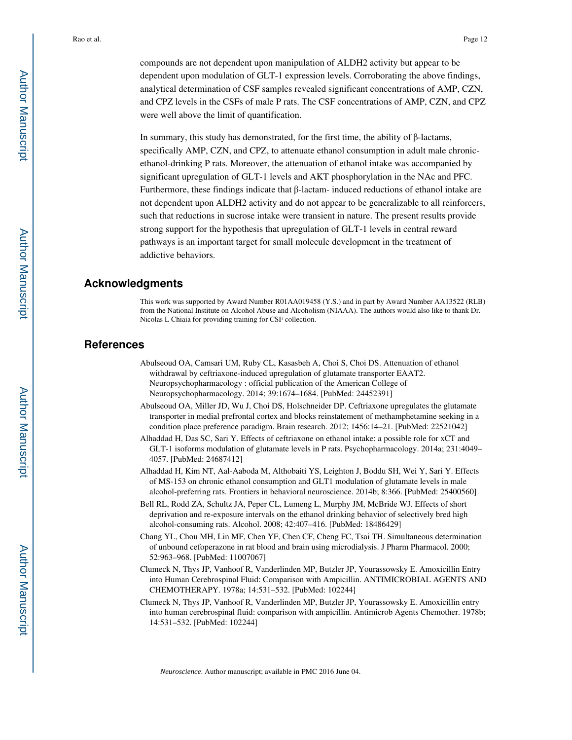compounds are not dependent upon manipulation of ALDH2 activity but appear to be dependent upon modulation of GLT-1 expression levels. Corroborating the above findings, analytical determination of CSF samples revealed significant concentrations of AMP, CZN, and CPZ levels in the CSFs of male P rats. The CSF concentrations of AMP, CZN, and CPZ were well above the limit of quantification.

In summary, this study has demonstrated, for the first time, the ability of β-lactams, specifically AMP, CZN, and CPZ, to attenuate ethanol consumption in adult male chronic-ethanol-drinking P rats. Moreover, the attenuation of ethanol intake was accompanied by significant upregulation of GLT-1 levels and AKT phosphorylation in the NAc and PFC. Furthermore, these findings indicate that β-lactam- induced reductions of ethanol intake are not dependent upon ALDH2 activity and do not appear to be generalizable to all reinforcers, such that reductions in sucrose intake were transient in nature. The present results provide strong support for the hypothesis that upregulation of GLT-1 levels in central reward pathways is an important target for small molecule development in the treatment of addictive behaviors.

## Acknowledgments

This work was supported by Award Number R01AA019458 (Y.S.) and in part by Award Number AA13522 (RLB) from the National Institute on Alcohol Abuse and Alcoholism (NIAAA). The authors would also like to thank Dr. Nicolas L Chiaia for providing training for CSF collection.

## References

- Abulseoud OA, Camsari UM, Ruby CL, Kasasbeh A, Choi S, Choi DS. Attenuation of ethanol withdrawal by ceftriaxone-induced upregulation of glutamate transporter EAAT2. Neuropsychopharmacology : official publication of the American College of Neuropsychopharmacology. 2014; 39:1674–1684. [PubMed: 24452391]
- Abulseoud OA, Miller JD, Wu J, Choi DS, Holschneider DP. Ceftriaxone upregulates the glutamate transporter in medial prefrontal cortex and blocks reinstatement of methamphetamine seeking in a condition place preference paradigm. Brain research. 2012; 1456:14–21. [PubMed: 22521042]
- Alhaddad H, Das SC, Sari Y. Effects of ceftriaxone on ethanol intake: a possible role for xCT and GLT-1 isoforms modulation of glutamate levels in P rats. Psychopharmacology. 2014a; 231:4049–4057. [PubMed: 24687412]
- Alhaddad H, Kim NT, Aal-Aaboda M, Althobaiti YS, Leighton J, Boddu SH, Wei Y, Sari Y. Effects of MS-153 on chronic ethanol consumption and GLT1 modulation of glutamate levels in male alcohol-preferring rats. Frontiers in behavioral neuroscience. 2014b; 8:366. [PubMed: 25400560]
- Bell RL, Rodd ZA, Schultz JA, Peper CL, Lumeng L, Murphy JM, McBride WJ. Effects of short deprivation and re-exposure intervals on the ethanol drinking behavior of selectively bred high alcohol-consuming rats. Alcohol. 2008; 42:407–416. [PubMed: 18486429]
- Chang YL, Chou MH, Lin MF, Chen YF, Chen CF, Cheng FC, Tsai TH. Simultaneous determination of unbound cefoperazone in rat blood and brain using microdialysis. J Pharm Pharmacol. 2000; 52:963–968. [PubMed: 11007067]
- Clumeck N, Thys JP, Vanhoof R, Vanderlinden MP, Butzler JP, Yourassowsky E. Amoxicillin Entry into Human Cerebrospinal Fluid: Comparison with Ampicillin. ANTIMICROBIAL AGENTS AND CHEMOTHERAPY. 1978a; 14:531–532. [PubMed: 102244]
- Clumeck N, Thys JP, Vanhoof R, Vanderlinden MP, Butzler JP, Yourassowsky E. Amoxicillin entry into human cerebrospinal fluid: comparison with ampicillin. Antimicrob Agents Chemother. 1978b; 14:531–532. [PubMed: 102244]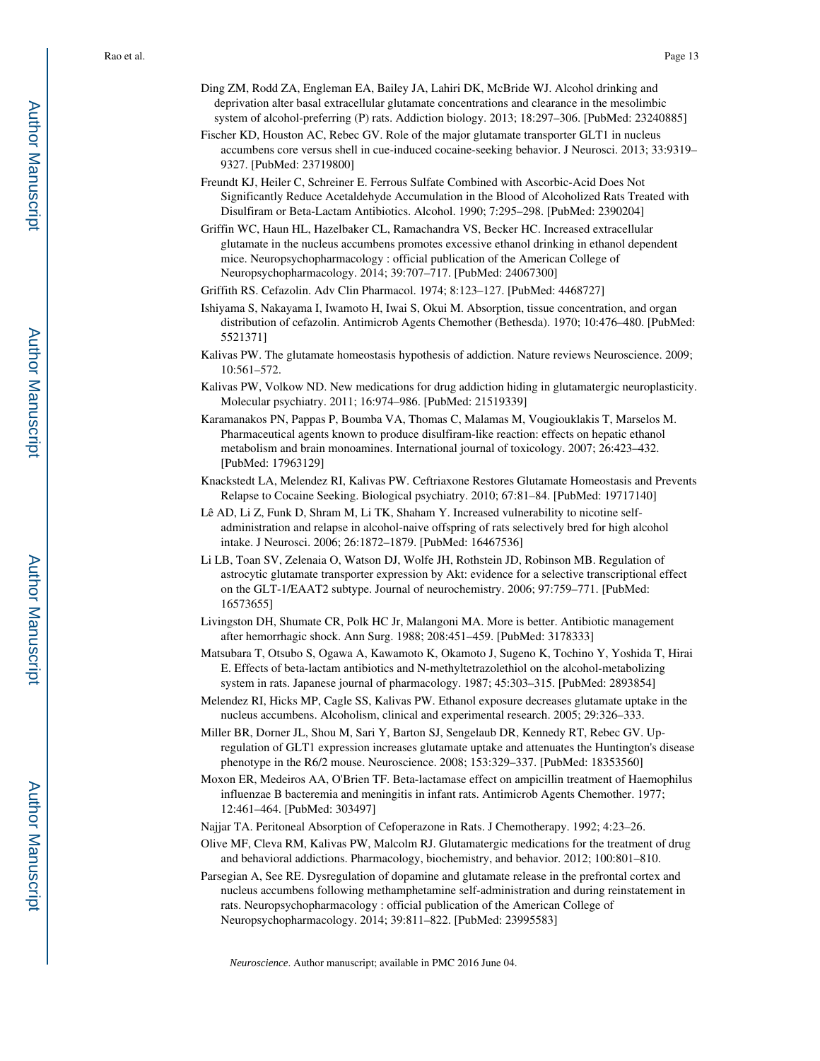Ding ZM, Rodd ZA, Engleman EA, Bailey JA, Lahiri DK, McBride WJ. Alcohol drinking and deprivation alter basal extracellular glutamate concentrations and clearance in the mesolimbic system of alcohol-preferring (P) rats. Addiction biology. 2013; 18:297–306. [PubMed: 23240885]

Fischer KD, Houston AC, Rebec GV. Role of the major glutamate transporter GLT1 in nucleus accumbens core versus shell in cue-induced cocaine-seeking behavior. J Neurosci. 2013; 33:9319–9327. [PubMed: 23719800]

Freundt KJ, Heiler C, Schreiner E. Ferrous Sulfate Combined with Ascorbic-Acid Does Not Significantly Reduce Acetaldehyde Accumulation in the Blood of Alcoholized Rats Treated with Disulfiram or Beta-Lactam Antibiotics. Alcohol. 1990; 7:295–298. [PubMed: 2390204]

Griffin WC, Haun HL, Hazelbaker CL, Ramachandra VS, Becker HC. Increased extracellular glutamate in the nucleus accumbens promotes excessive ethanol drinking in ethanol dependent mice. Neuropsychopharmacology : official publication of the American College of Neuropsychopharmacology. 2014; 39:707–717. [PubMed: 24067300]

Griffith RS. Cefazolin. Adv Clin Pharmacol. 1974; 8:123–127. [PubMed: 4468727]

Ishiyama S, Nakayama I, Iwamoto H, Iwai S, Okui M. Absorption, tissue concentration, and organ distribution of cefazolin. Antimicrob Agents Chemother (Bethesda). 1970; 10:476–480. [PubMed: 5521371]

Kalivas PW. The glutamate homeostasis hypothesis of addiction. Nature reviews Neuroscience. 2009; 10:561–572.

Kalivas PW, Volkow ND. New medications for drug addiction hiding in glutamatergic neuroplasticity. Molecular psychiatry. 2011; 16:974–986. [PubMed: 21519339]

Karamanakos PN, Pappas P, Boumba VA, Thomas C, Malamas M, Vougiouklakis T, Marselos M. Pharmaceutical agents known to produce disulfiram-like reaction: effects on hepatic ethanol metabolism and brain monoamines. International journal of toxicology. 2007; 26:423–432. [PubMed: 17963129]

Knackstedt LA, Melendez RI, Kalivas PW. Ceftriaxone Restores Glutamate Homeostasis and Prevents Relapse to Cocaine Seeking. Biological psychiatry. 2010; 67:81–84. [PubMed: 19717140]

Lê AD, Li Z, Funk D, Shram M, Li TK, Shaham Y. Increased vulnerability to nicotine self-administration and relapse in alcohol-naive offspring of rats selectively bred for high alcohol intake. J Neurosci. 2006; 26:1872–1879. [PubMed: 16467536]

Li LB, Toan SV, Zelenaia O, Watson DJ, Wolfe JH, Rothstein JD, Robinson MB. Regulation of astrocytic glutamate transporter expression by Akt: evidence for a selective transcriptional effect on the GLT-1/EAAT2 subtype. Journal of neurochemistry. 2006; 97:759–771. [PubMed: 16573655]

Livingston DH, Shumate CR, Polk HC Jr, Malangoni MA. More is better. Antibiotic management after hemorrhagic shock. Ann Surg. 1988; 208:451–459. [PubMed: 3178333]

Matsubara T, Otsubo S, Ogawa A, Kawamoto K, Okamoto J, Sugeno K, Tochino Y, Yoshida T, Hirai E. Effects of beta-lactam antibiotics and N-methyltetrazolethiol on the alcohol-metabolizing system in rats. Japanese journal of pharmacology. 1987; 45:303–315. [PubMed: 2893854]

Melendez RI, Hicks MP, Cagle SS, Kalivas PW. Ethanol exposure decreases glutamate uptake in the nucleus accumbens. Alcoholism, clinical and experimental research. 2005; 29:326–333.

Miller BR, Dorner JL, Shou M, Sari Y, Barton SJ, Sengelaub DR, Kennedy RT, Rebec GV. Up-regulation of GLT1 expression increases glutamate uptake and attenuates the Huntington's disease phenotype in the R6/2 mouse. Neuroscience. 2008; 153:329–337. [PubMed: 18353560]

Moxon ER, Medeiros AA, O'Brien TF. Beta-lactamase effect on ampicillin treatment of Haemophilus influenzae B bacteremia and meningitis in infant rats. Antimicrob Agents Chemother. 1977; 12:461–464. [PubMed: 303497]

Najjar TA. Peritoneal Absorption of Cefoperazone in Rats. J Chemotherapy. 1992; 4:23–26.

Olive MF, Cleva RM, Kalivas PW, Malcolm RJ. Glutamatergic medications for the treatment of drug and behavioral addictions. Pharmacology, biochemistry, and behavior. 2012; 100:801–810.

Parsegian A, See RE. Dysregulation of dopamine and glutamate release in the prefrontal cortex and nucleus accumbens following methamphetamine self-administration and during reinstatement in rats. Neuropsychopharmacology : official publication of the American College of Neuropsychopharmacology. 2014; 39:811–822. [PubMed: 23995583]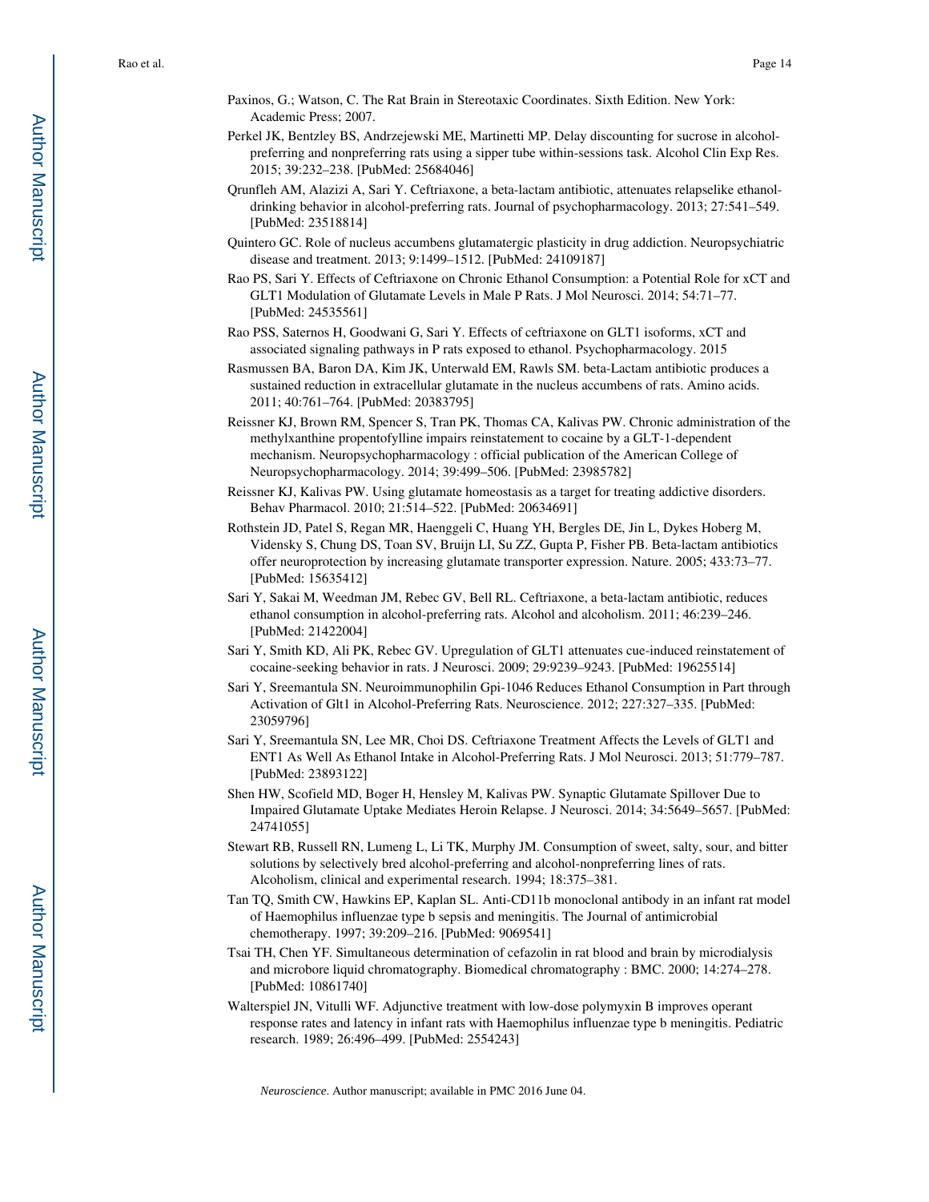Paxinos, G.; Watson, C. The Rat Brain in Stereotaxic Coordinates. Sixth Edition. New York: Academic Press; 2007.

Perkel JK, Bentzley BS, Andrzejewski ME, Martinetti MP. Delay discounting for sucrose in alcohol-preferring and nonpreferring rats using a sipper tube within-sessions task. Alcohol Clin Exp Res. 2015; 39:232–238. [PubMed: 25684046]

Qrunfleh AM, Alazizi A, Sari Y. Ceftriaxone, a beta-lactam antibiotic, attenuates relapselike ethanol-drinking behavior in alcohol-preferring rats. Journal of psychopharmacology. 2013; 27:541–549. [PubMed: 23518814]

Quintero GC. Role of nucleus accumbens glutamatergic plasticity in drug addiction. Neuropsychiatric disease and treatment. 2013; 9:1499–1512. [PubMed: 24109187]

Rao PS, Sari Y. Effects of Ceftriaxone on Chronic Ethanol Consumption: a Potential Role for xCT and GLT1 Modulation of Glutamate Levels in Male P Rats. J Mol Neurosci. 2014; 54:71–77. [PubMed: 24535561]

Rao PSS, Saternos H, Goodwani G, Sari Y. Effects of ceftriaxone on GLT1 isoforms, xCT and associated signaling pathways in P rats exposed to ethanol. Psychopharmacology. 2015

Rasmussen BA, Baron DA, Kim JK, Unterwald EM, Rawls SM. beta-Lactam antibiotic produces a sustained reduction in extracellular glutamate in the nucleus accumbens of rats. Amino acids. 2011; 40:761–764. [PubMed: 20383795]

Reissner KJ, Brown RM, Spencer S, Tran PK, Thomas CA, Kalivas PW. Chronic administration of the methylxanthine propentofylline impairs reinstatement to cocaine by a GLT-1-dependent mechanism. Neuropsychopharmacology : official publication of the American College of Neuropsychopharmacology. 2014; 39:499–506. [PubMed: 23985782]

Reissner KJ, Kalivas PW. Using glutamate homeostasis as a target for treating addictive disorders. Behav Pharmacol. 2010; 21:514–522. [PubMed: 20634691]

Rothstein JD, Patel S, Regan MR, Haenggeli C, Huang YH, Bergles DE, Jin L, Dykes Hoberg M, Vidensky S, Chung DS, Toan SV, Bruijn LI, Su ZZ, Gupta P, Fisher PB. Beta-lactam antibiotics offer neuroprotection by increasing glutamate transporter expression. Nature. 2005; 433:73–77. [PubMed: 15635412]

Sari Y, Sakai M, Weedman JM, Rebec GV, Bell RL. Ceftriaxone, a beta-lactam antibiotic, reduces ethanol consumption in alcohol-preferring rats. Alcohol and alcoholism. 2011; 46:239–246. [PubMed: 21422004]

Sari Y, Smith KD, Ali PK, Rebec GV. Upregulation of GLT1 attenuates cue-induced reinstatement of cocaine-seeking behavior in rats. J Neurosci. 2009; 29:9239–9243. [PubMed: 19625514]

Sari Y, Sreemantula SN. Neuroimmunophilin Gpi-1046 Reduces Ethanol Consumption in Part through Activation of Glt1 in Alcohol-Preferring Rats. Neuroscience. 2012; 227:327–335. [PubMed: 23059796]

Sari Y, Sreemantula SN, Lee MR, Choi DS. Ceftriaxone Treatment Affects the Levels of GLT1 and ENT1 As Well As Ethanol Intake in Alcohol-Preferring Rats. J Mol Neurosci. 2013; 51:779–787. [PubMed: 23893122]

Shen HW, Scofield MD, Boger H, Hensley M, Kalivas PW. Synaptic Glutamate Spillover Due to Impaired Glutamate Uptake Mediates Heroin Relapse. J Neurosci. 2014; 34:5649–5657. [PubMed: 24741055]

Stewart RB, Russell RN, Lumeng L, Li TK, Murphy JM. Consumption of sweet, salty, sour, and bitter solutions by selectively bred alcohol-preferring and alcohol-nonpreferring lines of rats. Alcoholism, clinical and experimental research. 1994; 18:375–381.

Tan TQ, Smith CW, Hawkins EP, Kaplan SL. Anti-CD11b monoclonal antibody in an infant rat model of Haemophilus influenzae type b sepsis and meningitis. The Journal of antimicrobial chemotherapy. 1997; 39:209–216. [PubMed: 9069541]

Tsai TH, Chen YF. Simultaneous determination of cefazolin in rat blood and brain by microdialysis and microbore liquid chromatography. Biomedical chromatography : BMC. 2000; 14:274–278. [PubMed: 10861740]

Walterspiel JN, Vitulli WF. Adjunctive treatment with low-dose polymyxin B improves operant response rates and latency in infant rats with Haemophilus influenzae type b meningitis. Pediatric research. 1989; 26:496–499. [PubMed: 2554243]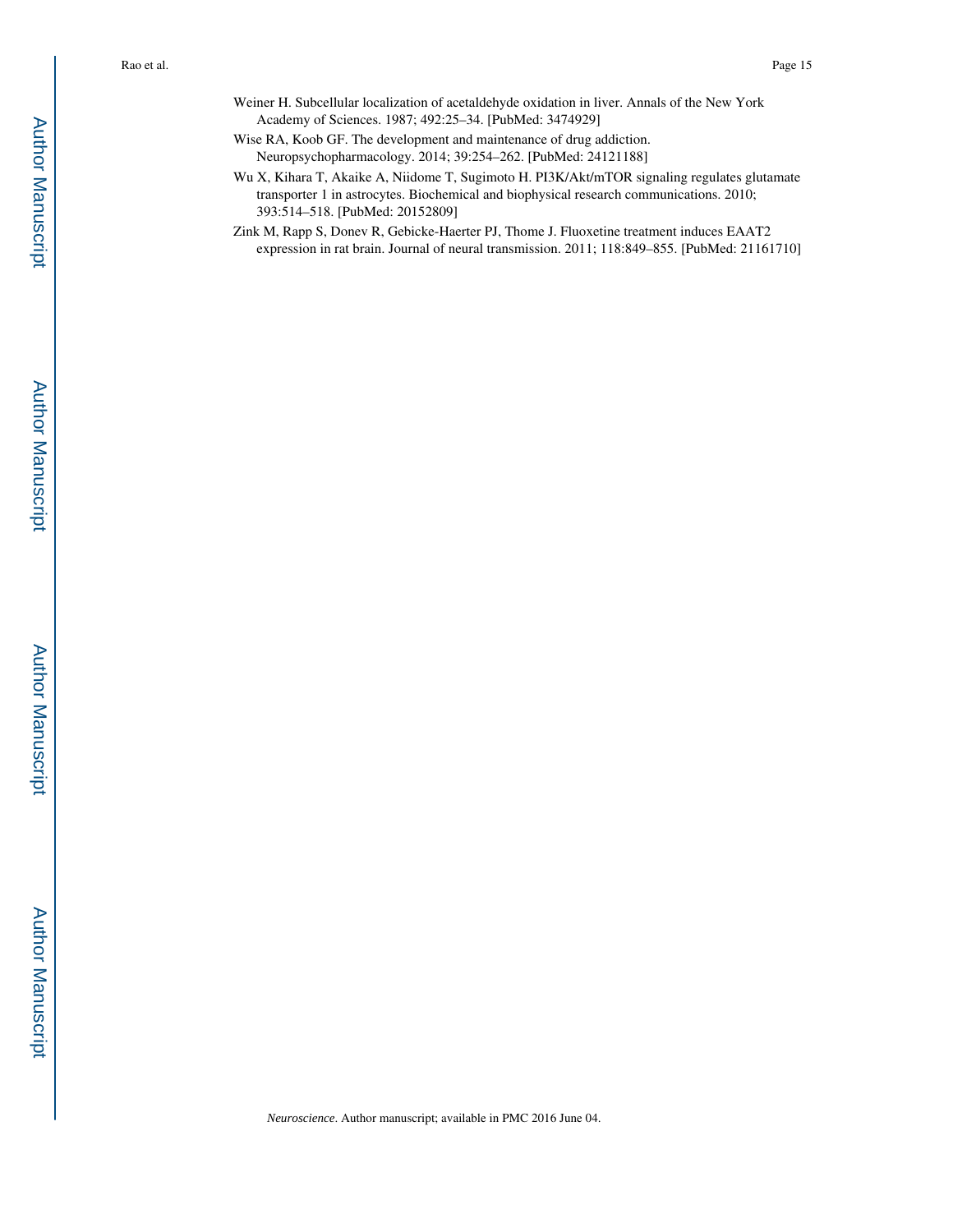Weiner H. Subcellular localization of acetaldehyde oxidation in liver. Annals of the New York Academy of Sciences. 1987; 492:25–34. [PubMed: 3474929]

Wise RA, Koob GF. The development and maintenance of drug addiction. Neuropsychopharmacology. 2014; 39:254–262. [PubMed: 24121188]

Wu X, Kihara T, Akaike A, Niidome T, Sugimoto H. PI3K/Akt/mTOR signaling regulates glutamate transporter 1 in astrocytes. Biochemical and biophysical research communications. 2010; 393:514–518. [PubMed: 20152809]

Zink M, Rapp S, Donev R, Gebicke-Haerter PJ, Thome J. Fluoxetine treatment induces EAAT2 expression in rat brain. Journal of neural transmission. 2011; 118:849–855. [PubMed: 21161710]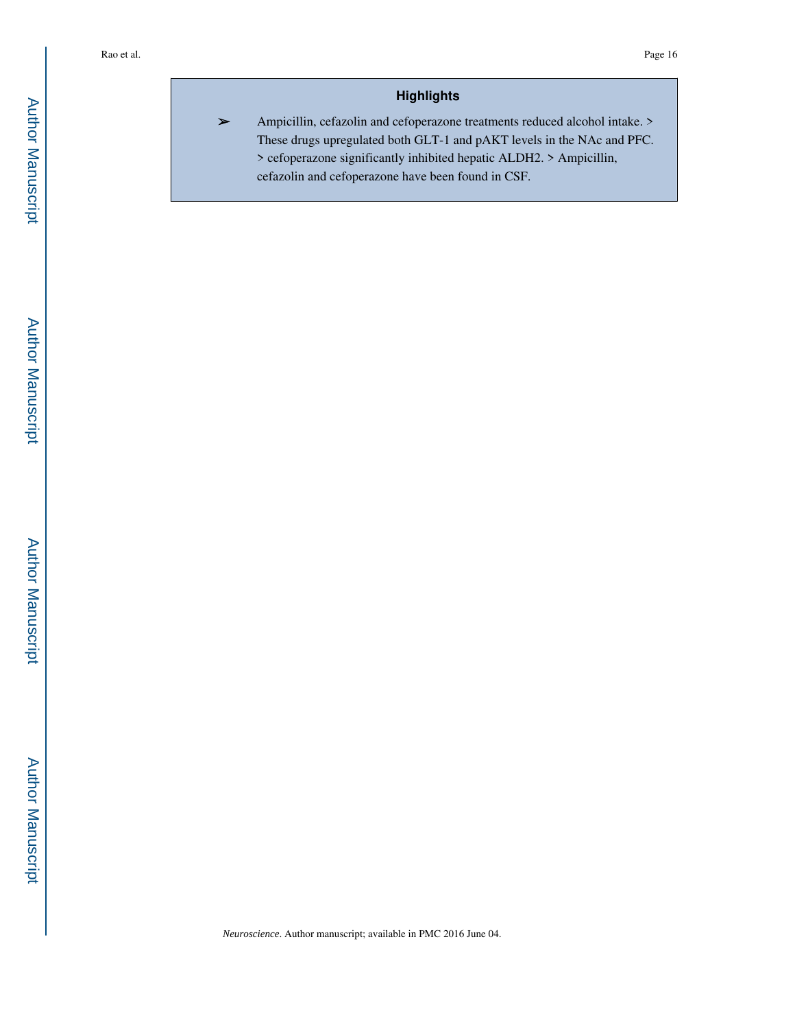## Highlights

- Ampicillin, cefazolin and cefoperazone treatments reduced alcohol intake. > These drugs upregulated both GLT-1 and pAKT levels in the NAc and PFC. > cefoperazone significantly inhibited hepatic ALDH2. > Ampicillin, cefazolin and cefoperazone have been found in CSF.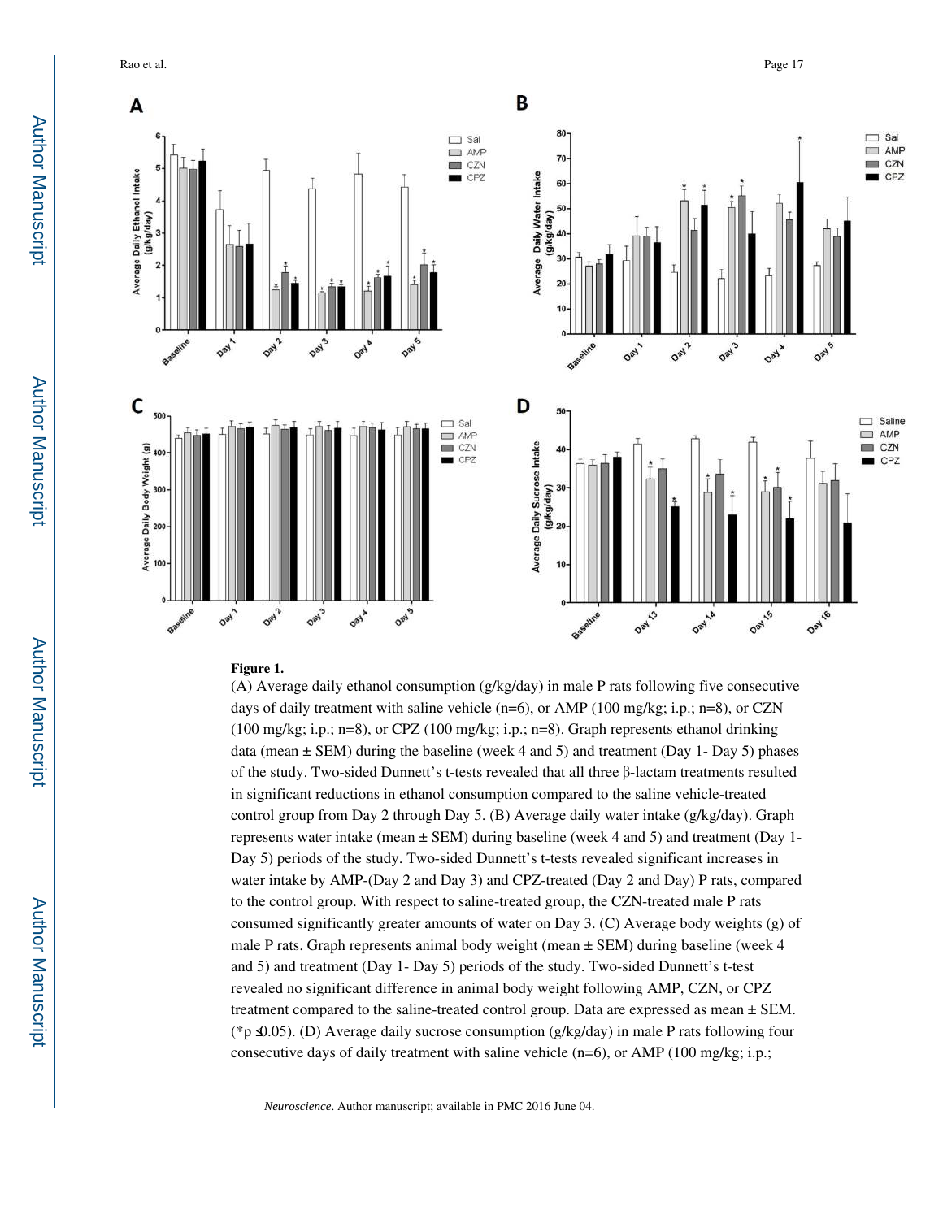**Figure 1.**

(A) Average daily ethanol consumption (g/kg/day) in male P rats following five consecutive days of daily treatment with saline vehicle (n=6), or AMP (100 mg/kg; i.p.; n=8), or CZN (100 mg/kg; i.p.; n=8), or CPZ (100 mg/kg; i.p.; n=8). Graph represents ethanol drinking data (mean ± SEM) during the baseline (week 4 and 5) and treatment (Day 1- Day 5) phases of the study. Two-sided Dunnett's t-tests revealed that all three β-lactam treatments resulted in significant reductions in ethanol consumption compared to the saline vehicle-treated control group from Day 2 through Day 5. (B) Average daily water intake (g/kg/day). Graph represents water intake (mean ± SEM) during baseline (week 4 and 5) and treatment (Day 1- Day 5) periods of the study. Two-sided Dunnett's t-tests revealed significant increases in water intake by AMP-(Day 2 and Day 3) and CPZ-treated (Day 2 and Day) P rats, compared to the control group. With respect to saline-treated group, the CZN-treated male P rats consumed significantly greater amounts of water on Day 3. (C) Average body weights (g) of male P rats. Graph represents animal body weight (mean ± SEM) during baseline (week 4 and 5) and treatment (Day 1- Day 5) periods of the study. Two-sided Dunnett's t-test revealed no significant difference in animal body weight following AMP, CZN, or CPZ treatment compared to the saline-treated control group. Data are expressed as mean ± SEM. (*p ≤0.05). (D) Average daily sucrose consumption (g/kg/day) in male P rats following four consecutive days of daily treatment with saline vehicle (n=6), or AMP (100 mg/kg; i.p.;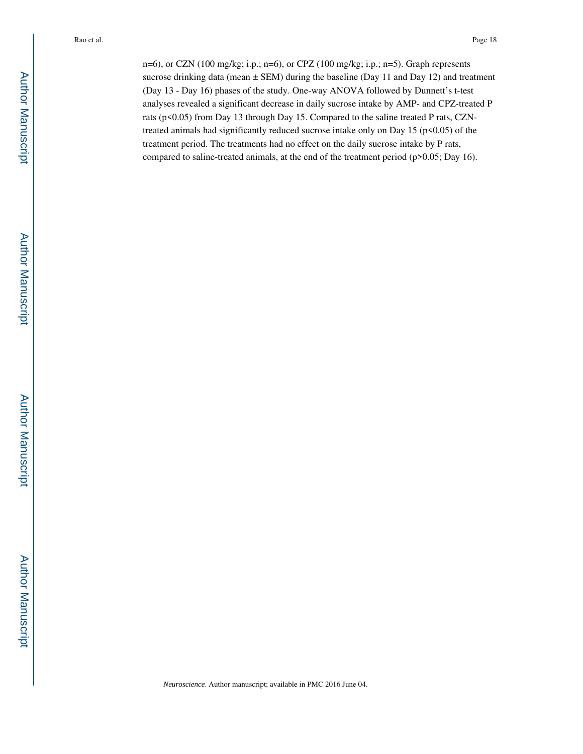n=6), or CZN (100 mg/kg; i.p.; n=6), or CPZ (100 mg/kg; i.p.; n=5). Graph represents sucrose drinking data (mean ± SEM) during the baseline (Day 11 and Day 12) and treatment (Day 13 - Day 16) phases of the study. One-way ANOVA followed by Dunnett's t-test analyses revealed a significant decrease in daily sucrose intake by AMP- and CPZ-treated P rats ($p<0.05$) from Day 13 through Day 15. Compared to the saline treated P rats, CZN-treated animals had significantly reduced sucrose intake only on Day 15 ($p<0.05$) of the treatment period. The treatments had no effect on the daily sucrose intake by P rats, compared to saline-treated animals, at the end of the treatment period ($p>0.05$; Day 16).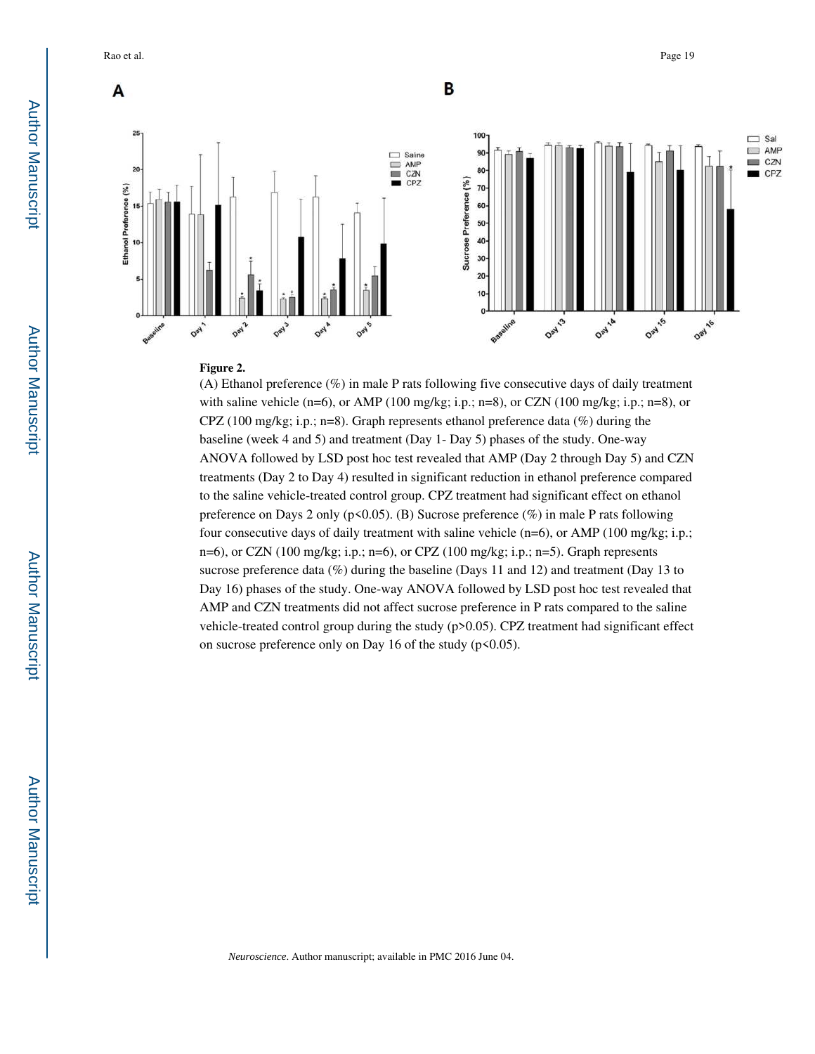**Figure 2.**

(A) Ethanol preference (%) in male P rats following five consecutive days of daily treatment with saline vehicle (n=6), or AMP (100 mg/kg; i.p.; n=8), or CZN (100 mg/kg; i.p.; n=8), or CPZ (100 mg/kg; i.p.; n=8). Graph represents ethanol preference data (%) during the baseline (week 4 and 5) and treatment (Day 1- Day 5) phases of the study. One-way ANOVA followed by LSD post hoc test revealed that AMP (Day 2 through Day 5) and CZN treatments (Day 2 to Day 4) resulted in significant reduction in ethanol preference compared to the saline vehicle-treated control group. CPZ treatment had significant effect on ethanol preference on Days 2 only ($p<0.05$). (B) Sucrose preference (%) in male P rats following four consecutive days of daily treatment with saline vehicle (n=6), or AMP (100 mg/kg; i.p.; n=6), or CZN (100 mg/kg; i.p.; n=6), or CPZ (100 mg/kg; i.p.; n=5). Graph represents sucrose preference data (%) during the baseline (Days 11 and 12) and treatment (Day 13 to Day 16) phases of the study. One-way ANOVA followed by LSD post hoc test revealed that AMP and CZN treatments did not affect sucrose preference in P rats compared to the saline vehicle-treated control group during the study ($p>0.05$). CPZ treatment had significant effect on sucrose preference only on Day 16 of the study ($p<0.05$).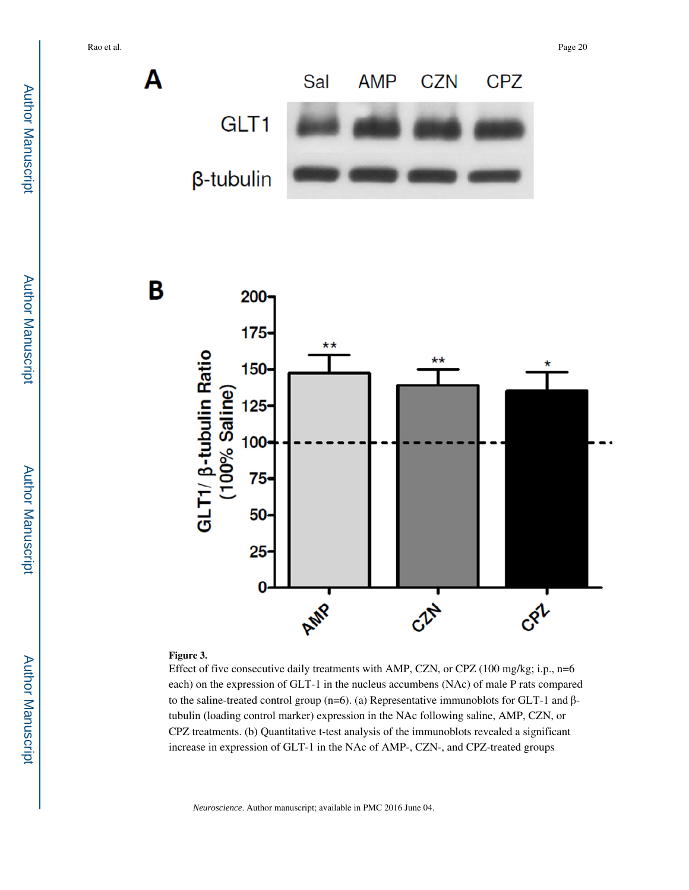**Figure 3.**

Effect of five consecutive daily treatments with AMP, CZN, or CPZ (100 mg/kg; i.p., n=6 each) on the expression of GLT-1 in the nucleus accumbens (NAc) of male P rats compared to the saline-treated control group (n=6). (a) Representative immunoblots for GLT-1 and β-tubulin (loading control marker) expression in the NAc following saline, AMP, CZN, or CPZ treatments. (b) Quantitative t-test analysis of the immunoblots revealed a significant increase in expression of GLT-1 in the NAc of AMP-, CZN-, and CPZ-treated groups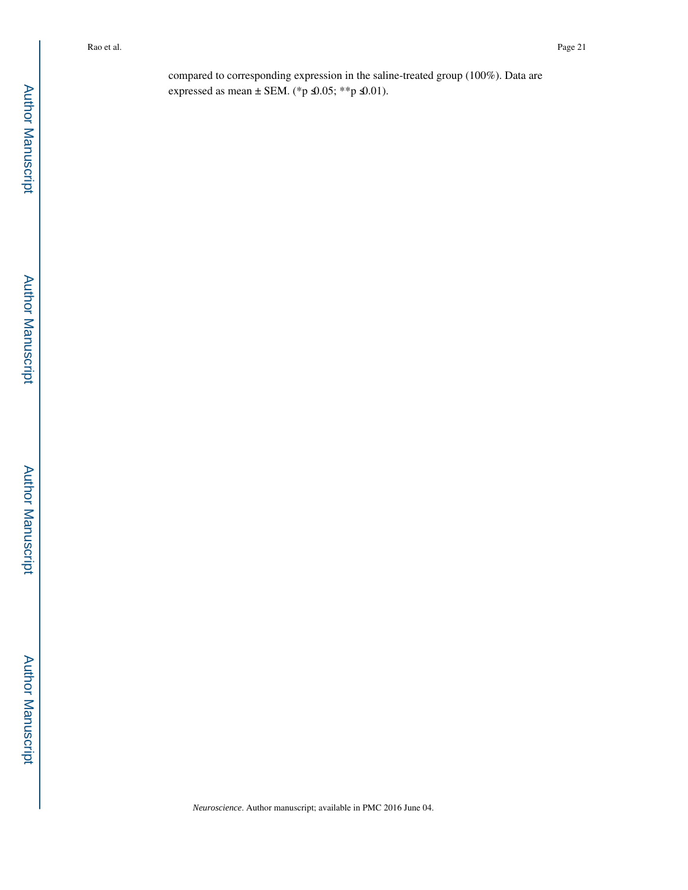compared to corresponding expression in the saline-treated group (100%). Data are expressed as mean ± SEM. (*$p \leq 0.05$; **$p \leq 0.01$).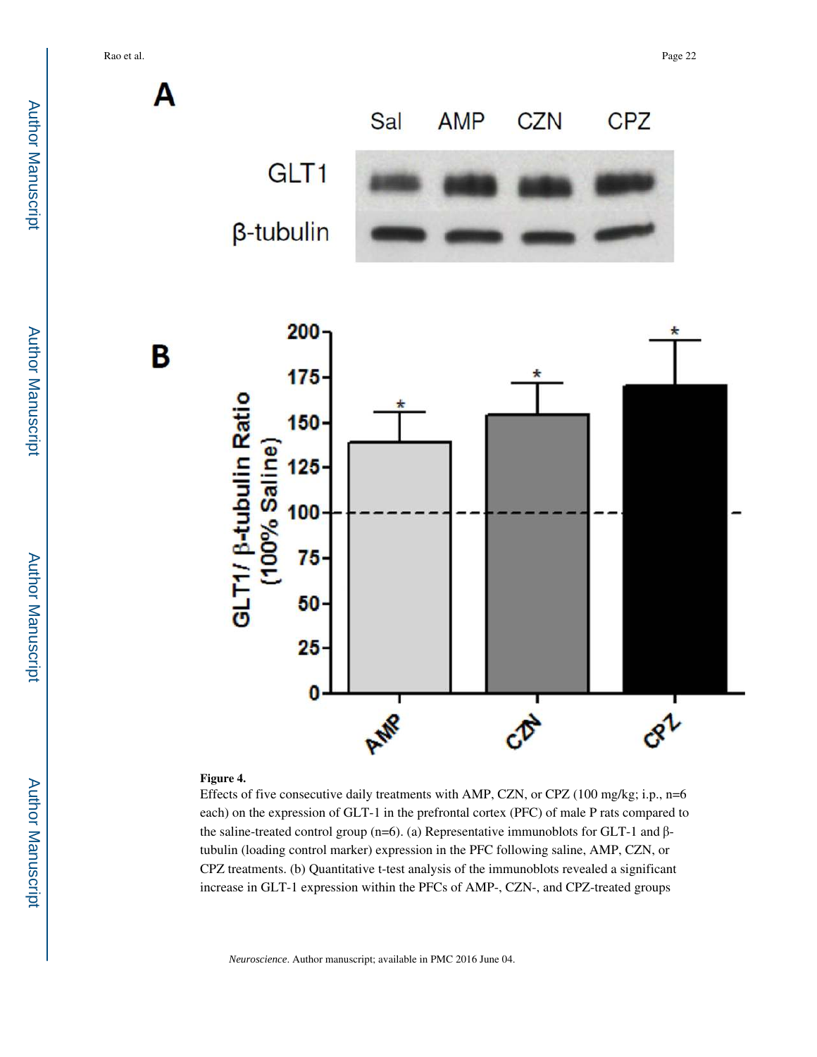**Figure 4.**

Effects of five consecutive daily treatments with AMP, CZN, or CPZ (100 mg/kg; i.p., n=6 each) on the expression of GLT-1 in the prefrontal cortex (PFC) of male P rats compared to the saline-treated control group (n=6). (a) Representative immunoblots for GLT-1 and β-tubulin (loading control marker) expression in the PFC following saline, AMP, CZN, or CPZ treatments. (b) Quantitative t-test analysis of the immunoblots revealed a significant increase in GLT-1 expression within the PFCs of AMP-, CZN-, and CPZ-treated groups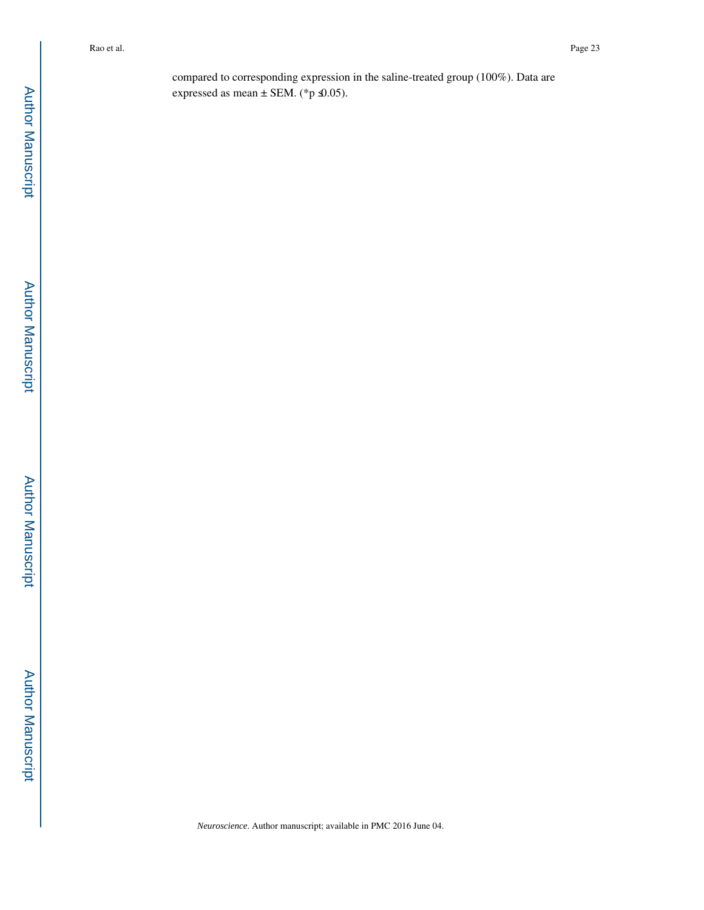compared to corresponding expression in the saline-treated group (100%). Data are expressed as mean ± SEM. (* $p \leq 0.05$).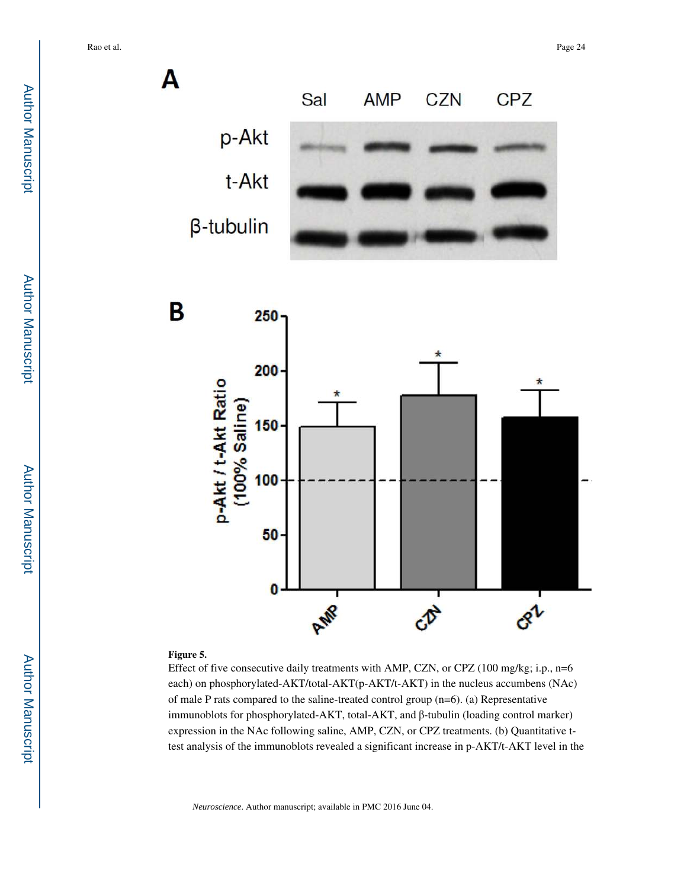**Figure 5.**

Effect of five consecutive daily treatments with AMP, CZN, or CPZ (100 mg/kg; i.p., n=6 each) on phosphorylated-AKT/total-AKT(p-AKT/t-AKT) in the nucleus accumbens (NAc) of male P rats compared to the saline-treated control group (n=6). (a) Representative immunoblots for phosphorylated-AKT, total-AKT, and β-tubulin (loading control marker) expression in the NAc following saline, AMP, CZN, or CPZ treatments. (b) Quantitative t-test analysis of the immunoblots revealed a significant increase in p-AKT/t-AKT level in the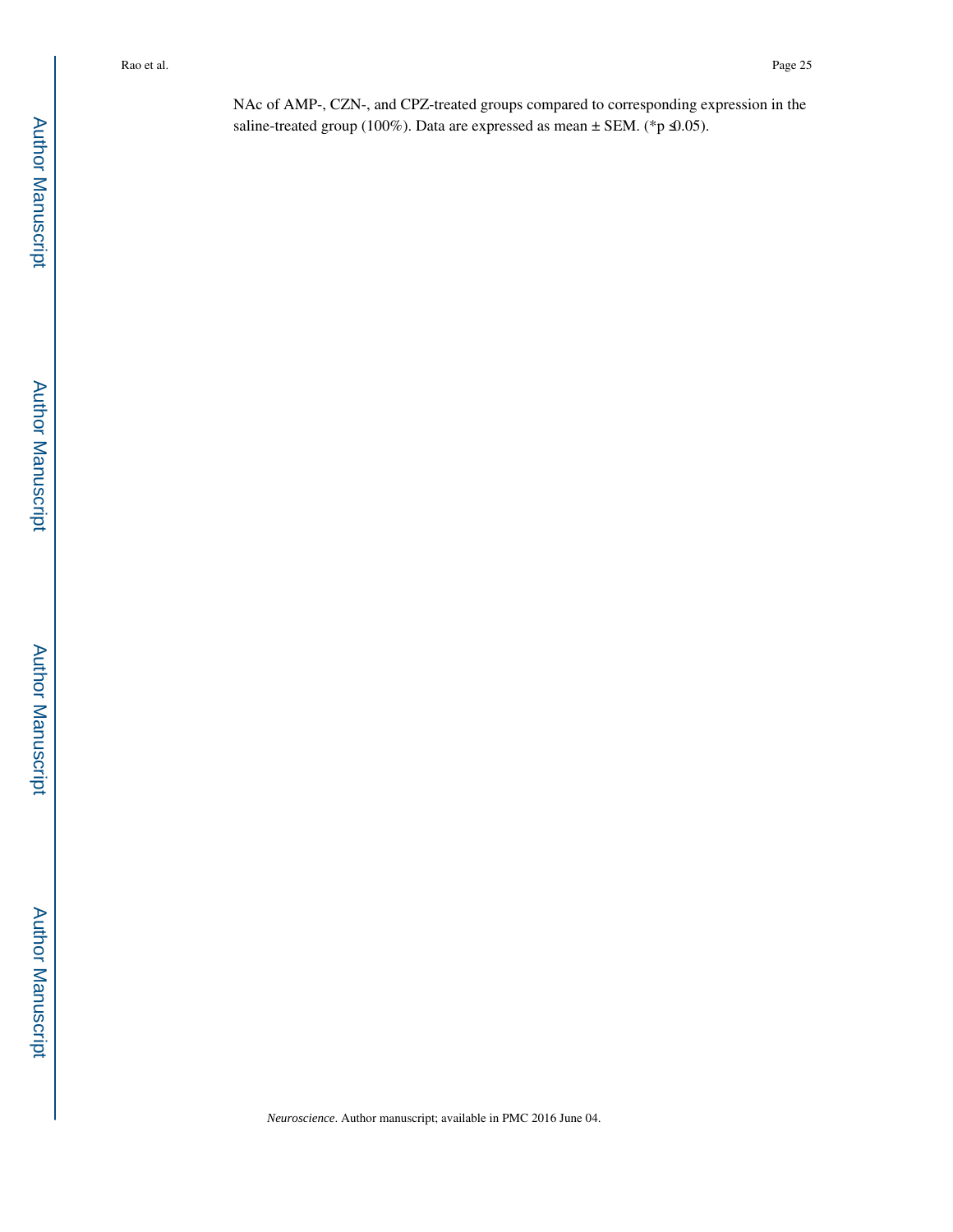NAc of AMP-, CZN-, and CPZ-treated groups compared to corresponding expression in the saline-treated group (100%). Data are expressed as mean ± SEM. (*$p \leq 0.05$).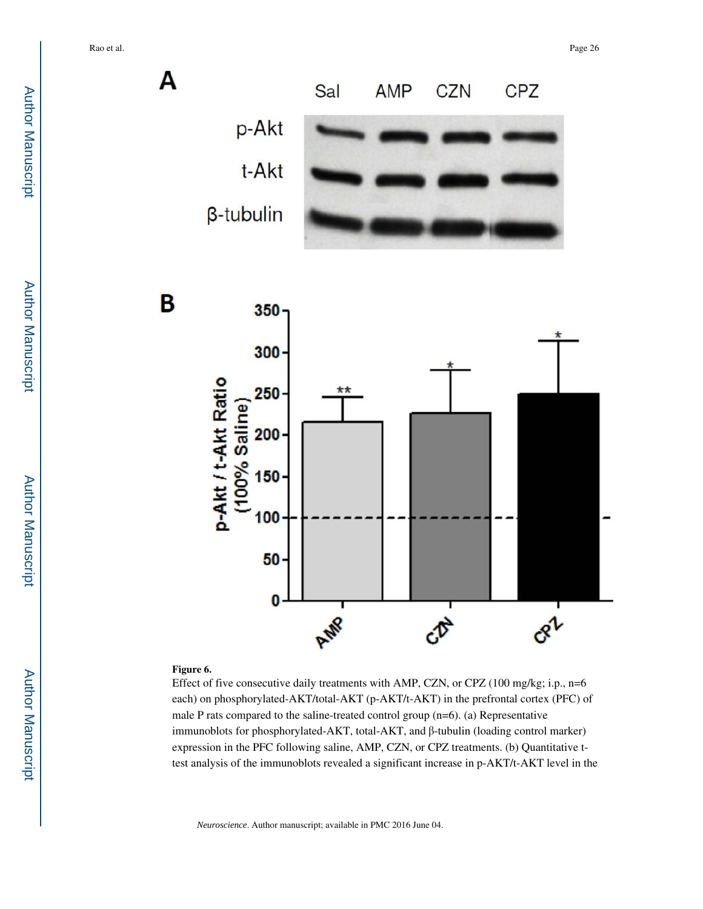**Figure 6.**

Effect of five consecutive daily treatments with AMP, CZN, or CPZ (100 mg/kg; i.p., n=6 each) on phosphorylated-AKT/total-AKT (p-AKT/t-AKT) in the prefrontal cortex (PFC) of male P rats compared to the saline-treated control group (n=6). (a) Representative immunoblots for phosphorylated-AKT, total-AKT, and β-tubulin (loading control marker) expression in the PFC following saline, AMP, CZN, or CPZ treatments. (b) Quantitative t-test analysis of the immunoblots revealed a significant increase in p-AKT/t-AKT level in the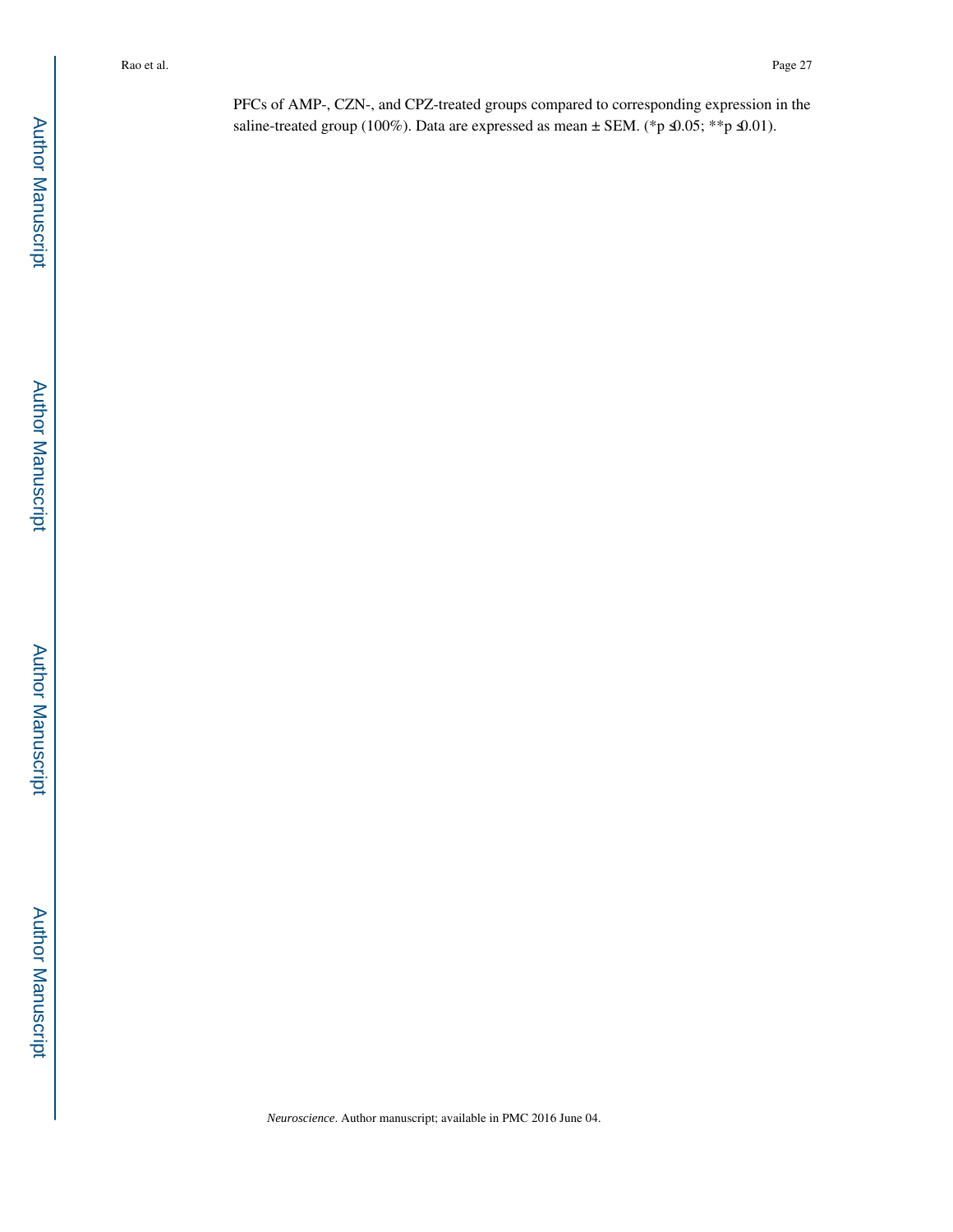PFCs of AMP-, CZN-, and CPZ-treated groups compared to corresponding expression in the saline-treated group (100%). Data are expressed as mean ± SEM. (*$p \leq 0.05$; **$p \leq 0.01$).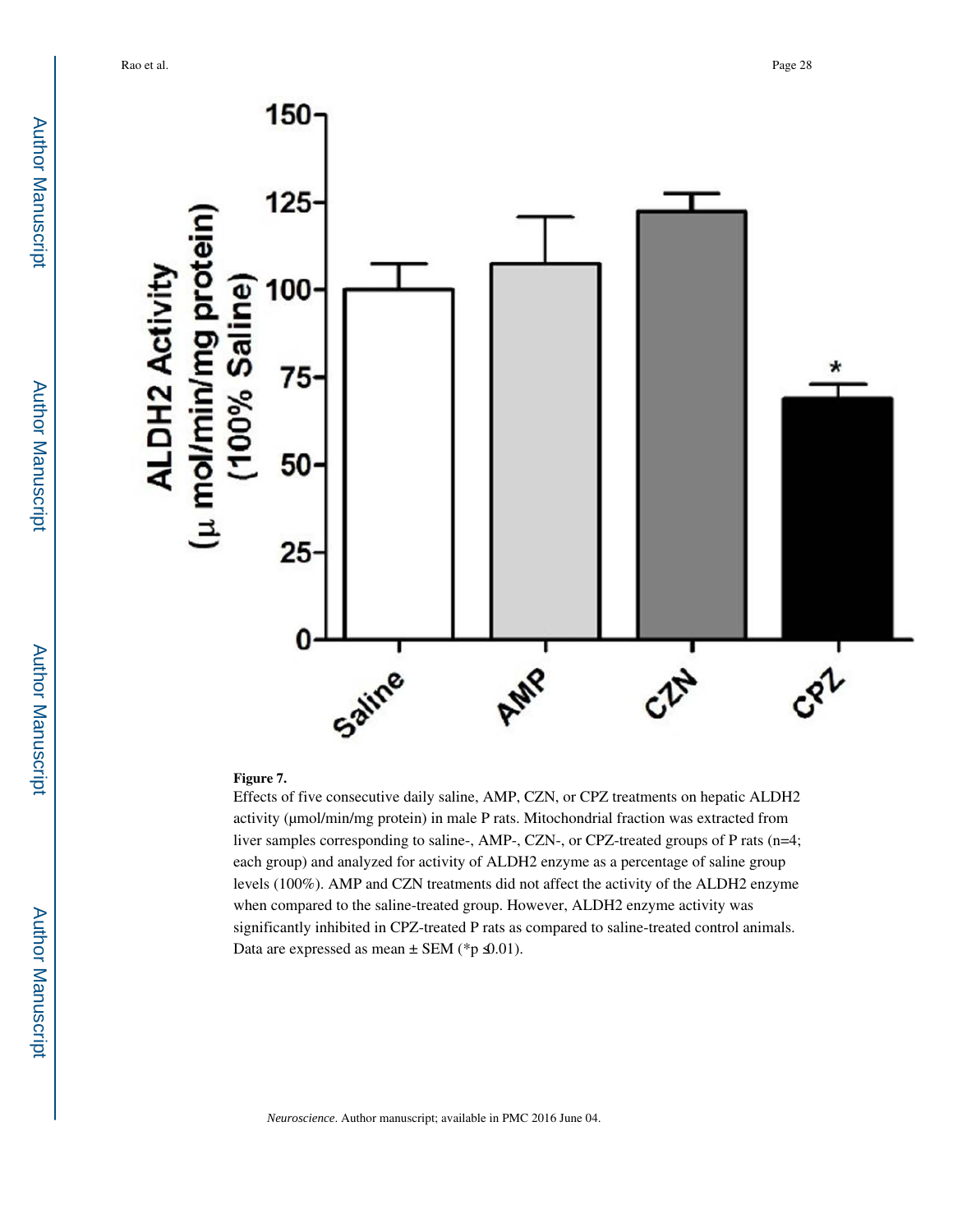ALDH2 Activity
(μ mol/min/mg protein)
(100% Saline)

150
125
100
75
50
25
0

*

Saline
AMP
CZN
CPZ

**Figure 7.**

Effects of five consecutive daily saline, AMP, CZN, or CPZ treatments on hepatic ALDH2 activity (μmol/min/mg protein) in male P rats. Mitochondrial fraction was extracted from liver samples corresponding to saline-, AMP-, CZN-, or CPZ-treated groups of P rats (n=4; each group) and analyzed for activity of ALDH2 enzyme as a percentage of saline group levels (100%). AMP and CZN treatments did not affect the activity of the ALDH2 enzyme when compared to the saline-treated group. However, ALDH2 enzyme activity was significantly inhibited in CPZ-treated P rats as compared to saline-treated control animals. Data are expressed as mean ± SEM (*$p \leq 0.01$).